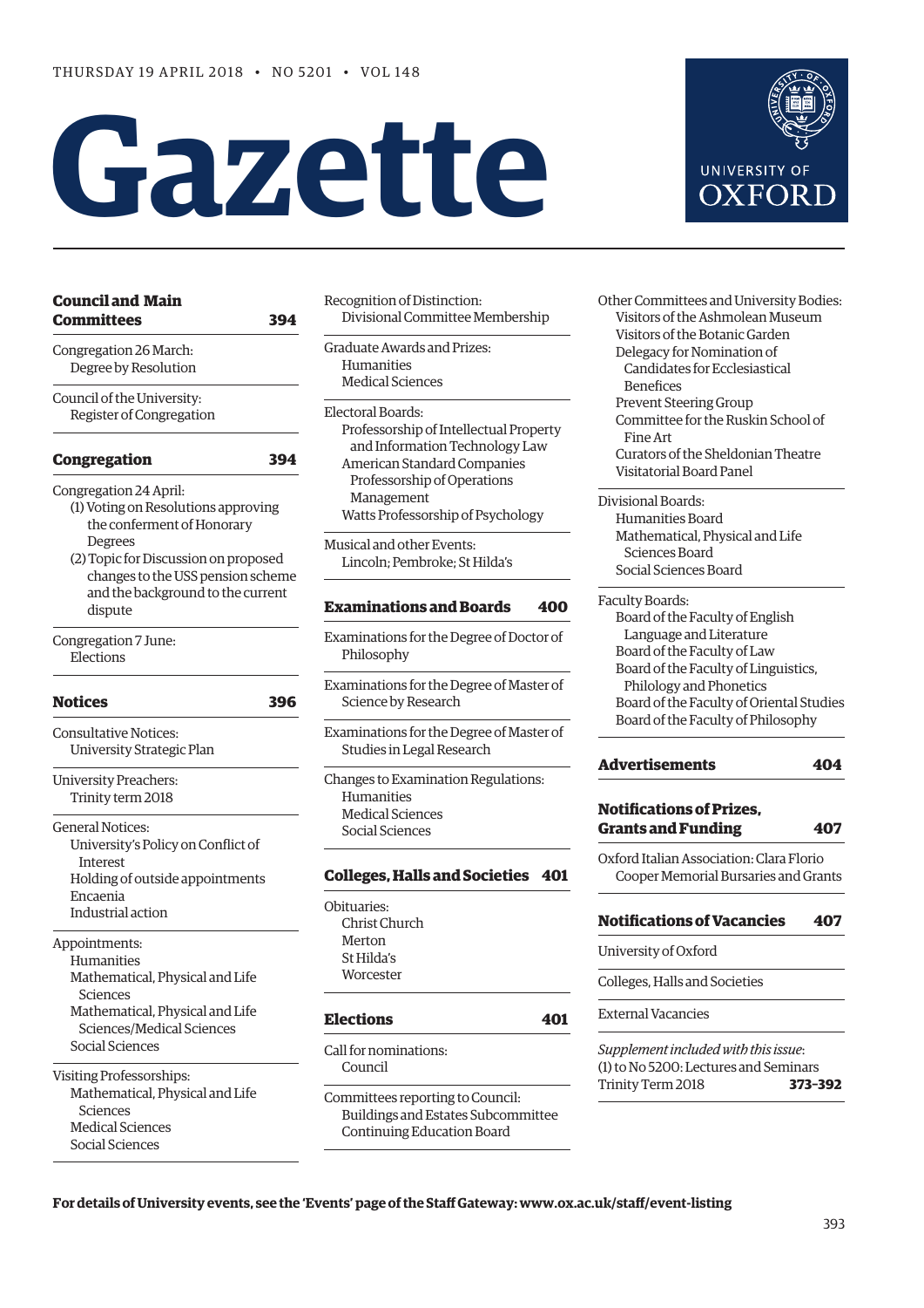THURSDAY 19 APRIL 2018 • NO 5201 • VOL 148

# Gazette

UNIVERSITY OF OXFORD

## Council and Main Committees 394

Congregation 26 March:
- Degree by Resolution

Council of the University:
- Register of Congregation

## Congregation 394

Congregation 24 April:
- (1) Voting on Resolutions approving the conferment of Honorary Degrees
- (2) Topic for Discussion on proposed changes to the USS pension scheme and the background to the current dispute

Congregation 7 June:
- Elections

## Notices 396

Consultative Notices:
- University Strategic Plan

University Preachers:
- Trinity term 2018

General Notices:
- University's Policy on Conflict of Interest
- Holding of outside appointments
- Encaenia
- Industrial action

Appointments:
- Humanities
- Mathematical, Physical and Life Sciences
- Mathematical, Physical and Life Sciences/Medical Sciences
- Social Sciences

Visiting Professorships:
- Mathematical, Physical and Life Sciences
- Medical Sciences
- Social Sciences

Recognition of Distinction:
- Divisional Committee Membership

Graduate Awards and Prizes:
- Humanities
- Medical Sciences

Electoral Boards:
- Professorship of Intellectual Property and Information Technology Law
- American Standard Companies Professorship of Operations Management
- Watts Professorship of Psychology

Musical and other Events:
- Lincoln; Pembroke; St Hilda's

## Examinations and Boards 400

Examinations for the Degree of Doctor of Philosophy

Examinations for the Degree of Master of Science by Research

Examinations for the Degree of Master of Studies in Legal Research

Changes to Examination Regulations:
- Humanities
- Medical Sciences
- Social Sciences

## Colleges, Halls and Societies 401

Obituaries:
- Christ Church
- Merton
- St Hilda's
- Worcester

## Elections 401

Call for nominations:
- Council

Committees reporting to Council:
- Buildings and Estates Subcommittee
- Continuing Education Board

Other Committees and University Bodies:
- Visitors of the Ashmolean Museum
- Visitors of the Botanic Garden
- Delegacy for Nomination of Candidates for Ecclesiastical Benefices
- Prevent Steering Group
- Committee for the Ruskin School of Fine Art
- Curators of the Sheldonian Theatre
- Visitatorial Board Panel

Divisional Boards:
- Humanities Board
- Mathematical, Physical and Life Sciences Board
- Social Sciences Board

Faculty Boards:
- Board of the Faculty of English Language and Literature
- Board of the Faculty of Law
- Board of the Faculty of Linguistics, Philology and Phonetics
- Board of the Faculty of Oriental Studies
- Board of the Faculty of Philosophy

## Advertisements 404

## Notifications of Prizes, Grants and Funding 407

Oxford Italian Association: Clara Florio
- Cooper Memorial Bursaries and Grants

## Notifications of Vacancies 407

University of Oxford

Colleges, Halls and Societies

External Vacancies

*Supplement included with this issue*:
(1) to No 5200: Lectures and Seminars Trinity Term 2018 **373–392**

**For details of University events, see the 'Events' page of the Staff Gateway: www.ox.ac.uk/staff/event-listing**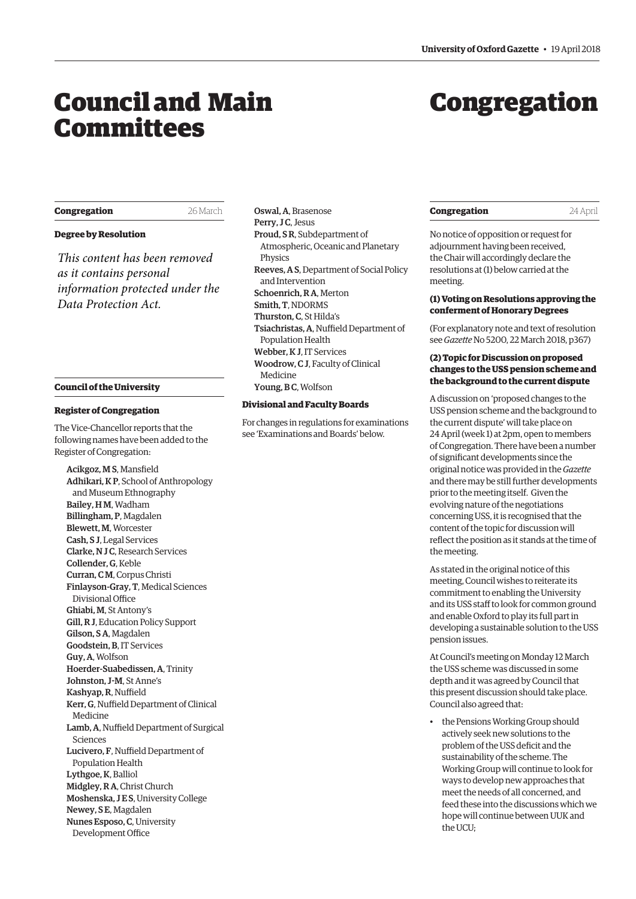# Council and Main Committees

## Congregation

26 March

### Degree by Resolution

*This content has been removed as it contains personal information protected under the Data Protection Act.*

## Council of the University

### Register of Congregation

The Vice-Chancellor reports that the following names have been added to the Register of Congregation:

**Acikgoz, M S**, Mansfield
**Adhikari, K P**, School of Anthropology and Museum Ethnography
**Bailey, H M**, Wadham
**Billingham, P**, Magdalen
**Blewett, M**, Worcester
**Cash, S J**, Legal Services
**Clarke, N J C**, Research Services
**Collender, G**, Keble
**Curran, C M**, Corpus Christi
**Finlayson-Gray, T**, Medical Sciences Divisional Office
**Ghiabi, M**, St Antony's
**Gill, R J**, Education Policy Support
**Gilson, S A**, Magdalen
**Goodstein, B**, IT Services
**Guy, A**, Wolfson
**Hoerder-Suabedissen, A**, Trinity
**Johnston, J-M**, St Anne's
**Kashyap, R**, Nuffield
**Kerr, G**, Nuffield Department of Clinical Medicine
**Lamb, A**, Nuffield Department of Surgical Sciences
**Lucivero, F**, Nuffield Department of Population Health
**Lythgoe, K**, Balliol
**Midgley, R A**, Christ Church
**Moshenska, J E S**, University College
**Newey, S E**, Magdalen
**Nunes Esposo, C**, University Development Office
**Oswal, A**, Brasenose
**Perry, J C**, Jesus
**Proud, S R**, Subdepartment of Atmospheric, Oceanic and Planetary Physics
**Reeves, A S**, Department of Social Policy and Intervention
**Schoenrich, R A**, Merton
**Smith, T**, NDORMS
**Thurston, C**, St Hilda's
**Tsiachristas, A**, Nuffield Department of Population Health
**Webber, K J**, IT Services
**Woodrow, C J**, Faculty of Clinical Medicine
**Young, B C**, Wolfson

### Divisional and Faculty Boards

For changes in regulations for examinations see 'Examinations and Boards' below.

# Congregation

## Congregation

24 April

No notice of opposition or request for adjournment having been received, the Chair will accordingly declare the resolutions at (1) below carried at the meeting.

### (1) Voting on Resolutions approving the conferment of Honorary Degrees

(For explanatory note and text of resolution see *Gazette* No 5200, 22 March 2018, p367)

### (2) Topic for Discussion on proposed changes to the USS pension scheme and the background to the current dispute

A discussion on 'proposed changes to the USS pension scheme and the background to the current dispute' will take place on 24 April (week 1) at 2pm, open to members of Congregation. There have been a number of significant developments since the original notice was provided in the *Gazette* and there may be still further developments prior to the meeting itself. Given the evolving nature of the negotiations concerning USS, it is recognised that the content of the topic for discussion will reflect the position as it stands at the time of the meeting.

As stated in the original notice of this meeting, Council wishes to reiterate its commitment to enabling the University and its USS staff to look for common ground and enable Oxford to play its full part in developing a sustainable solution to the USS pension issues.

At Council's meeting on Monday 12 March the USS scheme was discussed in some depth and it was agreed by Council that this present discussion should take place. Council also agreed that:

- the Pensions Working Group should actively seek new solutions to the problem of the USS deficit and the sustainability of the scheme. The Working Group will continue to look for ways to develop new approaches that meet the needs of all concerned, and feed these into the discussions which we hope will continue between UUK and the UCU;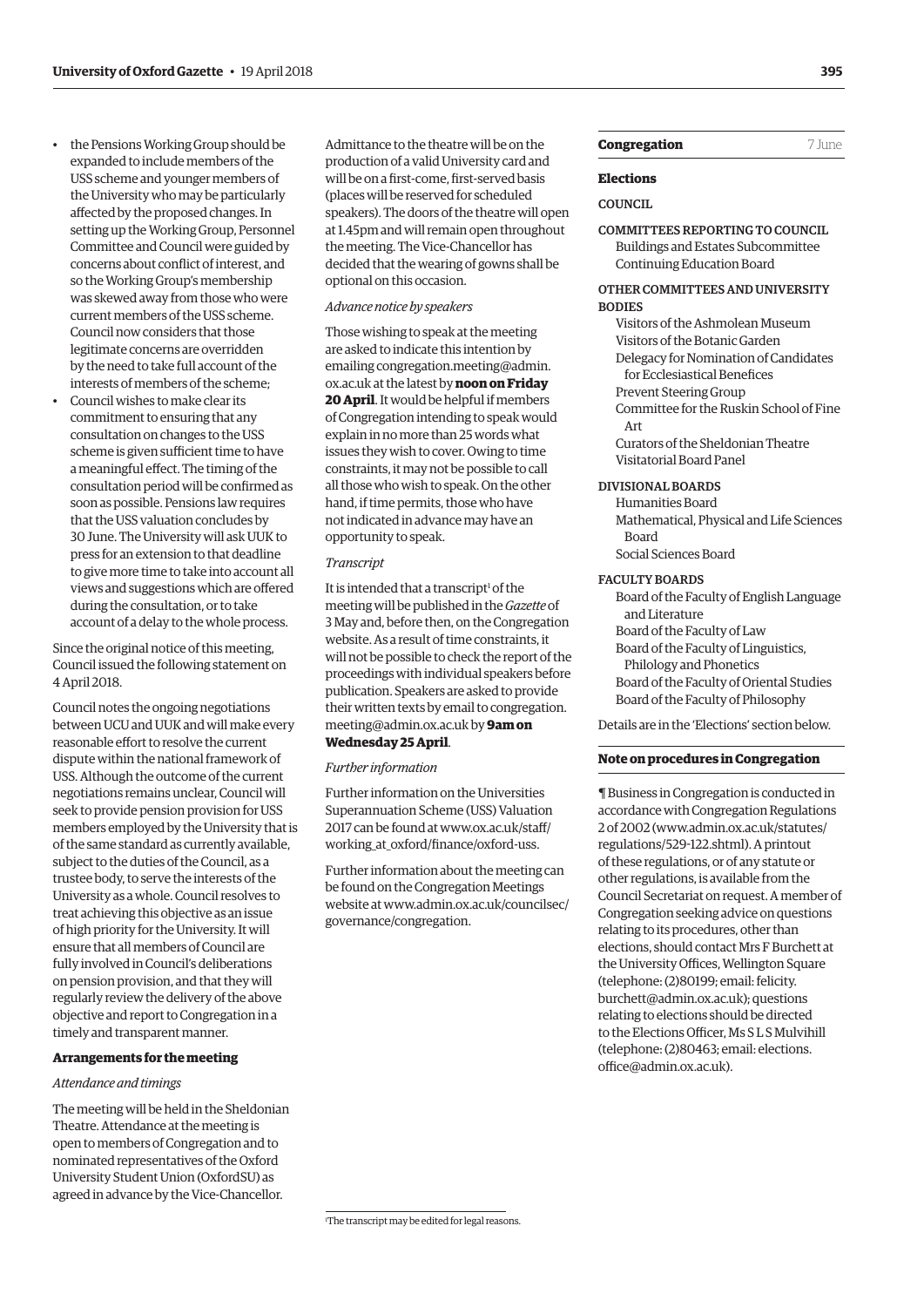- the Pensions Working Group should be expanded to include members of the USS scheme and younger members of the University who may be particularly affected by the proposed changes. In setting up the Working Group, Personnel Committee and Council were guided by concerns about conflict of interest, and so the Working Group's membership was skewed away from those who were current members of the USS scheme. Council now considers that those legitimate concerns are overridden by the need to take full account of the interests of members of the scheme;
- Council wishes to make clear its commitment to ensuring that any consultation on changes to the USS scheme is given sufficient time to have a meaningful effect. The timing of the consultation period will be confirmed as soon as possible. Pensions law requires that the USS valuation concludes by 30 June. The University will ask UUK to press for an extension to that deadline to give more time to take into account all views and suggestions which are offered during the consultation, or to take account of a delay to the whole process.

Since the original notice of this meeting, Council issued the following statement on 4 April 2018.

Council notes the ongoing negotiations between UCU and UUK and will make every reasonable effort to resolve the current dispute within the national framework of USS. Although the outcome of the current negotiations remains unclear, Council will seek to provide pension provision for USS members employed by the University that is of the same standard as currently available, subject to the duties of the Council, as a trustee body, to serve the interests of the University as a whole. Council resolves to treat achieving this objective as an issue of high priority for the University. It will ensure that all members of Council are fully involved in Council's deliberations on pension provision, and that they will regularly review the delivery of the above objective and report to Congregation in a timely and transparent manner.

**Arrangements for the meeting**

*Attendance and timings*

The meeting will be held in the Sheldonian Theatre. Attendance at the meeting is open to members of Congregation and to nominated representatives of the Oxford University Student Union (OxfordSU) as agreed in advance by the Vice-Chancellor. Admittance to the theatre will be on the production of a valid University card and will be on a first-come, first-served basis (places will be reserved for scheduled speakers). The doors of the theatre will open at 1.45pm and will remain open throughout the meeting. The Vice-Chancellor has decided that the wearing of gowns shall be optional on this occasion.

*Advance notice by speakers*

Those wishing to speak at the meeting are asked to indicate this intention by emailing congregation.meeting@admin.ox.ac.uk at the latest by **noon on Friday 20 April**. It would be helpful if members of Congregation intending to speak would explain in no more than 25 words what issues they wish to cover. Owing to time constraints, it may not be possible to call all those who wish to speak. On the other hand, if time permits, those who have not indicated in advance may have an opportunity to speak.

*Transcript*

It is intended that a transcript[1] of the meeting will be published in the *Gazette* of 3 May and, before then, on the Congregation website. As a result of time constraints, it will not be possible to check the report of the proceedings with individual speakers before publication. Speakers are asked to provide their written texts by email to congregation.meeting@admin.ox.ac.uk by **9am on Wednesday 25 April**.

*Further information*

Further information on the Universities Superannuation Scheme (USS) Valuation 2017 can be found at www.ox.ac.uk/staff/working_at_oxford/finance/oxford-uss.

Further information about the meeting can be found on the Congregation Meetings website at www.admin.ox.ac.uk/councilsec/governance/congregation.

[1]The transcript may be edited for legal reasons.

## Congregation — 7 June

### Elections

COUNCIL

COMMITTEES REPORTING TO COUNCIL
- Buildings and Estates Subcommittee
- Continuing Education Board

OTHER COMMITTEES AND UNIVERSITY BODIES
- Visitors of the Ashmolean Museum
- Visitors of the Botanic Garden
- Delegacy for Nomination of Candidates for Ecclesiastical Benefices
- Prevent Steering Group
- Committee for the Ruskin School of Fine Art
- Curators of the Sheldonian Theatre
- Visitatorial Board Panel

DIVISIONAL BOARDS
- Humanities Board
- Mathematical, Physical and Life Sciences Board
- Social Sciences Board

FACULTY BOARDS
- Board of the Faculty of English Language and Literature
- Board of the Faculty of Law
- Board of the Faculty of Linguistics, Philology and Phonetics
- Board of the Faculty of Oriental Studies
- Board of the Faculty of Philosophy

Details are in the 'Elections' section below.

### Note on procedures in Congregation

¶ Business in Congregation is conducted in accordance with Congregation Regulations 2 of 2002 (www.admin.ox.ac.uk/statutes/regulations/529-122.shtml). A printout of these regulations, or of any statute or other regulations, is available from the Council Secretariat on request. A member of Congregation seeking advice on questions relating to its procedures, other than elections, should contact Mrs F Burchett at the University Offices, Wellington Square (telephone: (2)80199; email: felicity.burchett@admin.ox.ac.uk); questions relating to elections should be directed to the Elections Officer, Ms S L S Mulvihill (telephone: (2)80463; email: elections.office@admin.ox.ac.uk).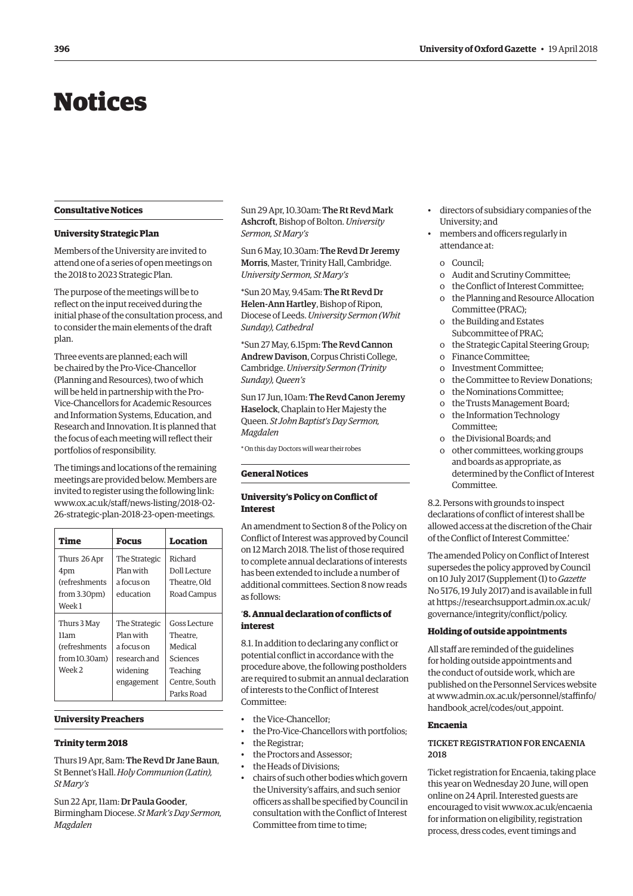# Notices

## Consultative Notices

### University Strategic Plan

Members of the University are invited to attend one of a series of open meetings on the 2018 to 2023 Strategic Plan.

The purpose of the meetings will be to reflect on the input received during the initial phase of the consultation process, and to consider the main elements of the draft plan.

Three events are planned; each will be chaired by the Pro-Vice-Chancellor (Planning and Resources), two of which will be held in partnership with the Pro-Vice-Chancellors for Academic Resources and Information Systems, Education, and Research and Innovation. It is planned that the focus of each meeting will reflect their portfolios of responsibility.

The timings and locations of the remaining meetings are provided below. Members are invited to register using the following link: www.ox.ac.uk/staff/news-listing/2018-02-26-strategic-plan-2018-23-open-meetings.

| Time | Focus | Location |
|---|---|---|
| Thurs 26 Apr 4pm (refreshments from 3.30pm) Week 1 | The Strategic Plan with a focus on education | Richard Doll Lecture Theatre, Old Road Campus |
| Thurs 3 May 11am (refreshments from 10.30am) Week 2 | The Strategic Plan with a focus on research and widening engagement | Goss Lecture Theatre, Medical Sciences Teaching Centre, South Parks Road |

## University Preachers

### Trinity term 2018

Thurs 19 Apr, 8am: **The Revd Dr Jane Baun**, St Bennet's Hall. *Holy Communion (Latin), St Mary's*

Sun 22 Apr, 11am: **Dr Paula Gooder**, Birmingham Diocese. *St Mark's Day Sermon, Magdalen*

Sun 29 Apr, 10.30am: **The Rt Revd Mark Ashcroft**, Bishop of Bolton. *University Sermon, St Mary's*

Sun 6 May, 10.30am: **The Revd Dr Jeremy Morris**, Master, Trinity Hall, Cambridge. *University Sermon, St Mary's*

*Sun 20 May, 9.45am: **The Rt Revd Dr Helen-Ann Hartley**, Bishop of Ripon, Diocese of Leeds. *University Sermon (Whit Sunday), Cathedral*

*Sun 27 May, 6.15pm: **The Revd Cannon Andrew Davison**, Corpus Christi College, Cambridge. *University Sermon (Trinity Sunday), Queen's*

Sun 17 Jun, 10am: **The Revd Canon Jeremy Haselock**, Chaplain to Her Majesty the Queen. *St John Baptist's Day Sermon, Magdalen*

* On this day Doctors will wear their robes

## General Notices

### University's Policy on Conflict of Interest

An amendment to Section 8 of the Policy on Conflict of Interest was approved by Council on 12 March 2018. The list of those required to complete annual declarations of interests has been extended to include a number of additional committees. Section 8 now reads as follows:

'**8. Annual declaration of conflicts of interest**

8.1. In addition to declaring any conflict or potential conflict in accordance with the procedure above, the following postholders are required to submit an annual declaration of interests to the Conflict of Interest Committee:

- the Vice-Chancellor;
- the Pro-Vice-Chancellors with portfolios;
- the Registrar;
- the Proctors and Assessor;
- the Heads of Divisions;
- chairs of such other bodies which govern the University's affairs, and such senior officers as shall be specified by Council in consultation with the Conflict of Interest Committee from time to time;
- directors of subsidiary companies of the University; and
- members and officers regularly in attendance at:
  - o Council;
  - o Audit and Scrutiny Committee;
  - o the Conflict of Interest Committee;
  - o the Planning and Resource Allocation Committee (PRAC);
  - o the Building and Estates Subcommittee of PRAC;
  - o the Strategic Capital Steering Group;
  - o Finance Committee;
  - o Investment Committee;
  - o the Committee to Review Donations;
  - o the Nominations Committee;
  - o the Trusts Management Board;
  - o the Information Technology Committee;
  - o the Divisional Boards; and
  - o other committees, working groups and boards as appropriate, as determined by the Conflict of Interest Committee.

8.2. Persons with grounds to inspect declarations of conflict of interest shall be allowed access at the discretion of the Chair of the Conflict of Interest Committee.'

The amended Policy on Conflict of Interest supersedes the policy approved by Council on 10 July 2017 (Supplement (1) to *Gazette* No 5176, 19 July 2017) and is available in full at https://researchsupport.admin.ox.ac.uk/governance/integrity/conflict/policy.

### Holding of outside appointments

All staff are reminded of the guidelines for holding outside appointments and the conduct of outside work, which are published on the Personnel Services website at www.admin.ox.ac.uk/personnel/staffinfo/handbook_acrel/codes/out_appoint.

### Encaenia

#### TICKET REGISTRATION FOR ENCAENIA 2018

Ticket registration for Encaenia, taking place this year on Wednesday 20 June, will open online on 24 April. Interested guests are encouraged to visit www.ox.ac.uk/encaenia for information on eligibility, registration process, dress codes, event timings and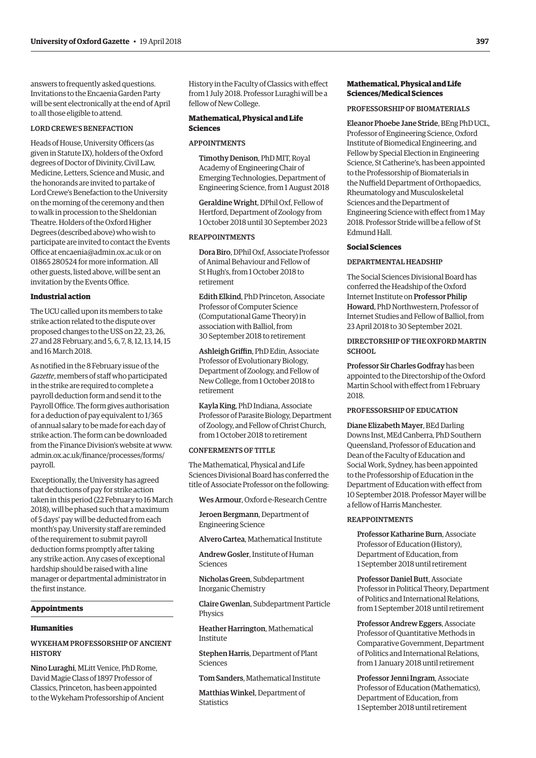answers to frequently asked questions. Invitations to the Encaenia Garden Party will be sent electronically at the end of April to all those eligible to attend.

LORD CREWE'S BENEFACTION

Heads of House, University Officers (as given in Statute IX), holders of the Oxford degrees of Doctor of Divinity, Civil Law, Medicine, Letters, Science and Music, and the honorands are invited to partake of Lord Crewe's Benefaction to the University on the morning of the ceremony and then to walk in procession to the Sheldonian Theatre. Holders of the Oxford Higher Degrees (described above) who wish to participate are invited to contact the Events Office at encaenia@admin.ox.ac.uk or on 01865 280524 for more information. All other guests, listed above, will be sent an invitation by the Events Office.

### Industrial action

The UCU called upon its members to take strike action related to the dispute over proposed changes to the USS on 22, 23, 26, 27 and 28 February, and 5, 6, 7, 8, 12, 13, 14, 15 and 16 March 2018.

As notified in the 8 February issue of the *Gazette*, members of staff who participated in the strike are required to complete a payroll deduction form and send it to the Payroll Office. The form gives authorisation for a deduction of pay equivalent to 1/365 of annual salary to be made for each day of strike action. The form can be downloaded from the Finance Division's website at www.admin.ox.ac.uk/finance/processes/forms/payroll.

Exceptionally, the University has agreed that deductions of pay for strike action taken in this period (22 February to 16 March 2018), will be phased such that a maximum of 5 days' pay will be deducted from each month's pay. University staff are reminded of the requirement to submit payroll deduction forms promptly after taking any strike action. Any cases of exceptional hardship should be raised with a line manager or departmental administrator in the first instance.

## Appointments

### Humanities

WYKEHAM PROFESSORSHIP OF ANCIENT HISTORY

**Nino Luraghi**, MLitt Venice, PhD Rome, David Magie Class of 1897 Professor of Classics, Princeton, has been appointed to the Wykeham Professorship of Ancient History in the Faculty of Classics with effect from 1 July 2018. Professor Luraghi will be a fellow of New College.

### Mathematical, Physical and Life Sciences

APPOINTMENTS

**Timothy Denison**, PhD MIT, Royal Academy of Engineering Chair of Emerging Technologies, Department of Engineering Science, from 1 August 2018

**Geraldine Wright**, DPhil Oxf, Fellow of Hertford, Department of Zoology from 1 October 2018 until 30 September 2023

REAPPOINTMENTS

**Dora Biro**, DPhil Oxf, Associate Professor of Animal Behaviour and Fellow of St Hugh's, from 1 October 2018 to retirement

**Edith Elkind**, PhD Princeton, Associate Professor of Computer Science (Computational Game Theory) in association with Balliol, from 30 September 2018 to retirement

**Ashleigh Griffin**, PhD Edin, Associate Professor of Evolutionary Biology, Department of Zoology, and Fellow of New College, from 1 October 2018 to retirement

**Kayla King**, PhD Indiana, Associate Professor of Parasite Biology, Department of Zoology, and Fellow of Christ Church, from 1 October 2018 to retirement

CONFERMENTS OF TITLE

The Mathematical, Physical and Life Sciences Divisional Board has conferred the title of Associate Professor on the following:

**Wes Armour**, Oxford e-Research Centre

**Jeroen Bergmann**, Department of Engineering Science

**Alvero Cartea**, Mathematical Institute

**Andrew Gosler**, Institute of Human Sciences

**Nicholas Green**, Subdepartment Inorganic Chemistry

**Claire Gwenlan**, Subdepartment Particle Physics

**Heather Harrington**, Mathematical Institute

**Stephen Harris**, Department of Plant Sciences

**Tom Sanders**, Mathematical Institute

**Matthias Winkel**, Department of Statistics

### Mathematical, Physical and Life Sciences/Medical Sciences

PROFESSORSHIP OF BIOMATERIALS

**Eleanor Phoebe Jane Stride**, BEng PhD UCL, Professor of Engineering Science, Oxford Institute of Biomedical Engineering, and Fellow by Special Election in Engineering Science, St Catherine's, has been appointed to the Professorship of Biomaterials in the Nuffield Department of Orthopaedics, Rheumatology and Musculoskeletal Sciences and the Department of Engineering Science with effect from 1 May 2018. Professor Stride will be a fellow of St Edmund Hall.

### Social Sciences

DEPARTMENTAL HEADSHIP

The Social Sciences Divisional Board has conferred the Headship of the Oxford Internet Institute on **Professor Philip Howard**, PhD Northwestern, Professor of Internet Studies and Fellow of Balliol, from 23 April 2018 to 30 September 2021.

DIRECTORSHIP OF THE OXFORD MARTIN SCHOOL

**Professor Sir Charles Godfray** has been appointed to the Directorship of the Oxford Martin School with effect from 1 February 2018.

PROFESSORSHIP OF EDUCATION

**Diane Elizabeth Mayer**, BEd Darling Downs Inst, MEd Canberra, PhD Southern Queensland, Professor of Education and Dean of the Faculty of Education and Social Work, Sydney, has been appointed to the Professorship of Education in the Department of Education with effect from 10 September 2018. Professor Mayer will be a fellow of Harris Manchester.

REAPPOINTMENTS

**Professor Katharine Burn**, Associate Professor of Education (History), Department of Education, from 1 September 2018 until retirement

**Professor Daniel Butt**, Associate Professor in Political Theory, Department of Politics and International Relations, from 1 September 2018 until retirement

**Professor Andrew Eggers**, Associate Professor of Quantitative Methods in Comparative Government, Department of Politics and International Relations, from 1 January 2018 until retirement

**Professor Jenni Ingram**, Associate Professor of Education (Mathematics), Department of Education, from 1 September 2018 until retirement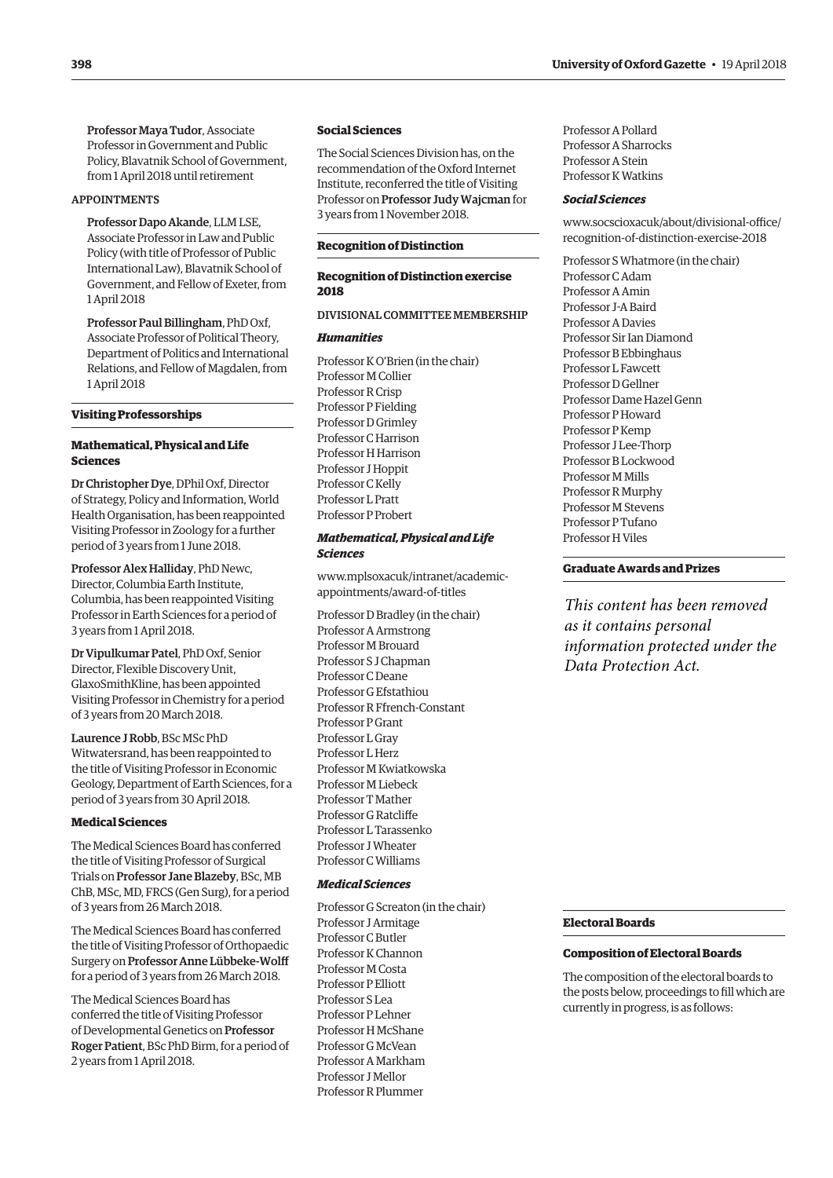**Professor Maya Tudor**, Associate Professor in Government and Public Policy, Blavatnik School of Government, from 1 April 2018 until retirement

APPOINTMENTS

**Professor Dapo Akande**, LLM LSE, Associate Professor in Law and Public Policy (with title of Professor of Public International Law), Blavatnik School of Government, and Fellow of Exeter, from 1 April 2018

**Professor Paul Billingham**, PhD Oxf, Associate Professor of Political Theory, Department of Politics and International Relations, and Fellow of Magdalen, from 1 April 2018

## Visiting Professorships

### Mathematical, Physical and Life Sciences

**Dr Christopher Dye**, DPhil Oxf, Director of Strategy, Policy and Information, World Health Organisation, has been reappointed Visiting Professor in Zoology for a further period of 3 years from 1 June 2018.

**Professor Alex Halliday**, PhD Newc, Director, Columbia Earth Institute, Columbia, has been reappointed Visiting Professor in Earth Sciences for a period of 3 years from 1 April 2018.

**Dr Vipulkumar Patel**, PhD Oxf, Senior Director, Flexible Discovery Unit, GlaxoSmithKline, has been appointed Visiting Professor in Chemistry for a period of 3 years from 20 March 2018.

**Laurence J Robb**, BSc MSc PhD Witwatersrand, has been reappointed to the title of Visiting Professor in Economic Geology, Department of Earth Sciences, for a period of 3 years from 30 April 2018.

### Medical Sciences

The Medical Sciences Board has conferred the title of Visiting Professor of Surgical Trials on **Professor Jane Blazeby**, BSc, MB ChB, MSc, MD, FRCS (Gen Surg), for a period of 3 years from 26 March 2018.

The Medical Sciences Board has conferred the title of Visiting Professor of Orthopaedic Surgery on **Professor Anne Lübbeke-Wolff** for a period of 3 years from 26 March 2018.

The Medical Sciences Board has conferred the title of Visiting Professor of Developmental Genetics on **Professor Roger Patient**, BSc PhD Birm, for a period of 2 years from 1 April 2018.

### Social Sciences

The Social Sciences Division has, on the recommendation of the Oxford Internet Institute, reconferred the title of Visiting Professor on **Professor Judy Wajcman** for 3 years from 1 November 2018.

## Recognition of Distinction

### Recognition of Distinction exercise 2018

DIVISIONAL COMMITTEE MEMBERSHIP

#### *Humanities*

Professor K O'Brien (in the chair)
Professor M Collier
Professor R Crisp
Professor P Fielding
Professor D Grimley
Professor C Harrison
Professor H Harrison
Professor J Hoppit
Professor C Kelly
Professor L Pratt
Professor P Probert

#### *Mathematical, Physical and Life Sciences*

www.mplsoxacuk/intranet/academic-appointments/award-of-titles

Professor D Bradley (in the chair)
Professor A Armstrong
Professor M Brouard
Professor S J Chapman
Professor C Deane
Professor G Efstathiou
Professor R Ffrench-Constant
Professor P Grant
Professor L Gray
Professor L Herz
Professor M Kwiatkowska
Professor M Liebeck
Professor T Mather
Professor G Ratcliffe
Professor L Tarassenko
Professor J Wheater
Professor C Williams

#### *Medical Sciences*

Professor G Screaton (in the chair)
Professor J Armitage
Professor C Butler
Professor K Channon
Professor M Costa
Professor P Elliott
Professor S Lea
Professor P Lehner
Professor H McShane
Professor G McVean
Professor A Markham
Professor J Mellor
Professor R Plummer
Professor A Pollard
Professor A Sharrocks
Professor A Stein
Professor K Watkins

#### *Social Sciences*

www.socscioxacuk/about/divisional-office/recognition-of-distinction-exercise-2018

Professor S Whatmore (in the chair)
Professor C Adam
Professor A Amin
Professor J-A Baird
Professor A Davies
Professor Sir Ian Diamond
Professor B Ebbinghaus
Professor L Fawcett
Professor D Gellner
Professor Dame Hazel Genn
Professor P Howard
Professor P Kemp
Professor J Lee-Thorp
Professor B Lockwood
Professor M Mills
Professor R Murphy
Professor M Stevens
Professor P Tufano
Professor H Viles

## Graduate Awards and Prizes

*This content has been removed as it contains personal information protected under the Data Protection Act.*

## Electoral Boards

### Composition of Electoral Boards

The composition of the electoral boards to the posts below, proceedings to fill which are currently in progress, is as follows: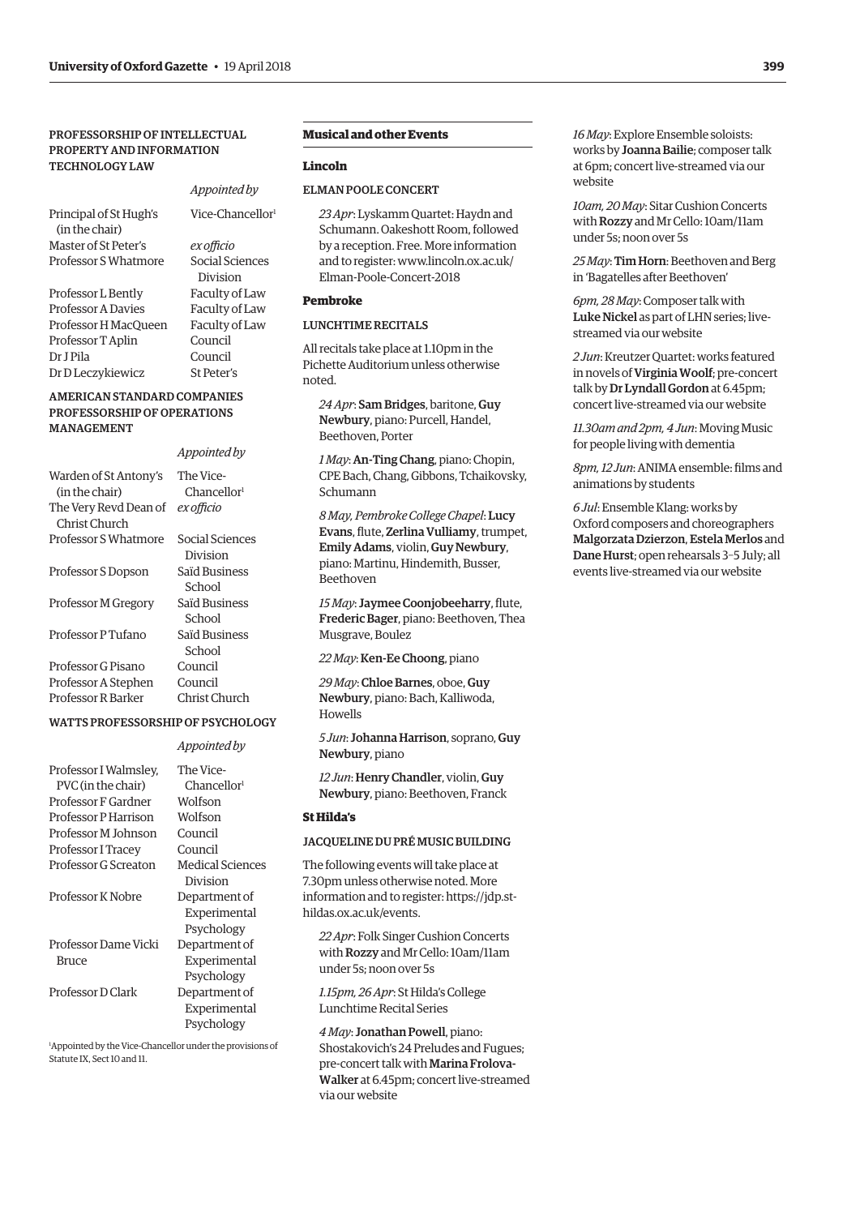### PROFESSORSHIP OF INTELLECTUAL PROPERTY AND INFORMATION TECHNOLOGY LAW

| | *Appointed by* |
|---|---|
| Principal of St Hugh's (in the chair) | Vice-Chancellor[1] |
| Master of St Peter's | *ex officio* |
| Professor S Whatmore | Social Sciences Division |
| Professor L Bently | Faculty of Law |
| Professor A Davies | Faculty of Law |
| Professor H MacQueen | Faculty of Law |
| Professor T Aplin | Council |
| Dr J Pila | Council |
| Dr D Leczykiewicz | St Peter's |

### AMERICAN STANDARD COMPANIES PROFESSORSHIP OF OPERATIONS MANAGEMENT

| | *Appointed by* |
|---|---|
| Warden of St Antony's (in the chair) | The Vice-Chancellor[1] |
| The Very Revd Dean of Christ Church | *ex officio* |
| Professor S Whatmore | Social Sciences Division |
| Professor S Dopson | Saïd Business School |
| Professor M Gregory | Saïd Business School |
| Professor P Tufano | Saïd Business School |
| Professor G Pisano | Council |
| Professor A Stephen | Council |
| Professor R Barker | Christ Church |

### WATTS PROFESSORSHIP OF PSYCHOLOGY

| | *Appointed by* |
|---|---|
| Professor I Walmsley, PVC (in the chair) | The Vice-Chancellor[1] |
| Professor F Gardner | Wolfson |
| Professor P Harrison | Wolfson |
| Professor M Johnson | Council |
| Professor I Tracey | Council |
| Professor G Screaton | Medical Sciences Division |
| Professor K Nobre | Department of Experimental Psychology |
| Professor Dame Vicki Bruce | Department of Experimental Psychology |
| Professor D Clark | Department of Experimental Psychology |

[1]Appointed by the Vice-Chancellor under the provisions of Statute IX, Sect 10 and 11.

## Musical and other Events

### Lincoln

#### ELMAN POOLE CONCERT

*23 Apr*: Lyskamm Quartet: Haydn and Schumann. Oakeshott Room, followed by a reception. Free. More information and to register: www.lincoln.ox.ac.uk/Elman-Poole-Concert-2018

### Pembroke

#### LUNCHTIME RECITALS

All recitals take place at 1.10pm in the Pichette Auditorium unless otherwise noted.

*24 Apr*: **Sam Bridges**, baritone, **Guy Newbury**, piano: Purcell, Handel, Beethoven, Porter

*1 May*: **An-Ting Chang**, piano: Chopin, CPE Bach, Chang, Gibbons, Tchaikovsky, Schumann

*8 May, Pembroke College Chapel*: **Lucy Evans**, flute, **Zerlina Vulliamy**, trumpet, **Emily Adams**, violin, **Guy Newbury**, piano: Martinu, Hindemith, Busser, Beethoven

*15 May*: **Jaymee Coonjobeeharry**, flute, **Frederic Bager**, piano: Beethoven, Thea Musgrave, Boulez

*22 May*: **Ken-Ee Choong**, piano

*29 May*: **Chloe Barnes**, oboe, **Guy Newbury**, piano: Bach, Kalliwoda, Howells

*5 Jun*: **Johanna Harrison**, soprano, **Guy Newbury**, piano

*12 Jun*: **Henry Chandler**, violin, **Guy Newbury**, piano: Beethoven, Franck

### St Hilda's

#### JACQUELINE DU PRÉ MUSIC BUILDING

The following events will take place at 7.30pm unless otherwise noted. More information and to register: https://jdp.st-hildas.ox.ac.uk/events.

*22 Apr*: Folk Singer Cushion Concerts with **Rozzy** and Mr Cello: 10am/11am under 5s; noon over 5s

*1.15pm, 26 Apr*: St Hilda's College Lunchtime Recital Series

*4 May*: **Jonathan Powell**, piano: Shostakovich's 24 Preludes and Fugues; pre-concert talk with **Marina Frolova-Walker** at 6.45pm; concert live-streamed via our website

*16 May*: Explore Ensemble soloists: works by **Joanna Bailie**; composer talk at 6pm; concert live-streamed via our website

*10am, 20 May*: Sitar Cushion Concerts with **Rozzy** and Mr Cello: 10am/11am under 5s; noon over 5s

*25 May*: **Tim Horn**: Beethoven and Berg in 'Bagatelles after Beethoven'

*6pm, 28 May*: Composer talk with **Luke Nickel** as part of LHN series; live-streamed via our website

*2 Jun*: Kreutzer Quartet: works featured in novels of **Virginia Woolf**; pre-concert talk by **Dr Lyndall Gordon** at 6.45pm; concert live-streamed via our website

*11.30am and 2pm, 4 Jun*: Moving Music for people living with dementia

*8pm, 12 Jun*: ANIMA ensemble: films and animations by students

*6 Jul*: Ensemble Klang: works by Oxford composers and choreographers **Malgorzata Dzierzon**, **Estela Merlos** and **Dane Hurst**; open rehearsals 3–5 July; all events live-streamed via our website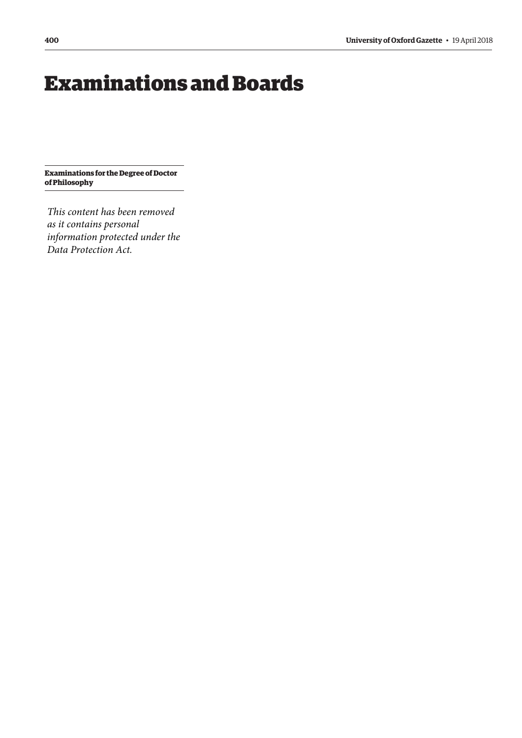# Examinations and Boards

## Examinations for the Degree of Doctor of Philosophy

*This content has been removed as it contains personal information protected under the Data Protection Act.*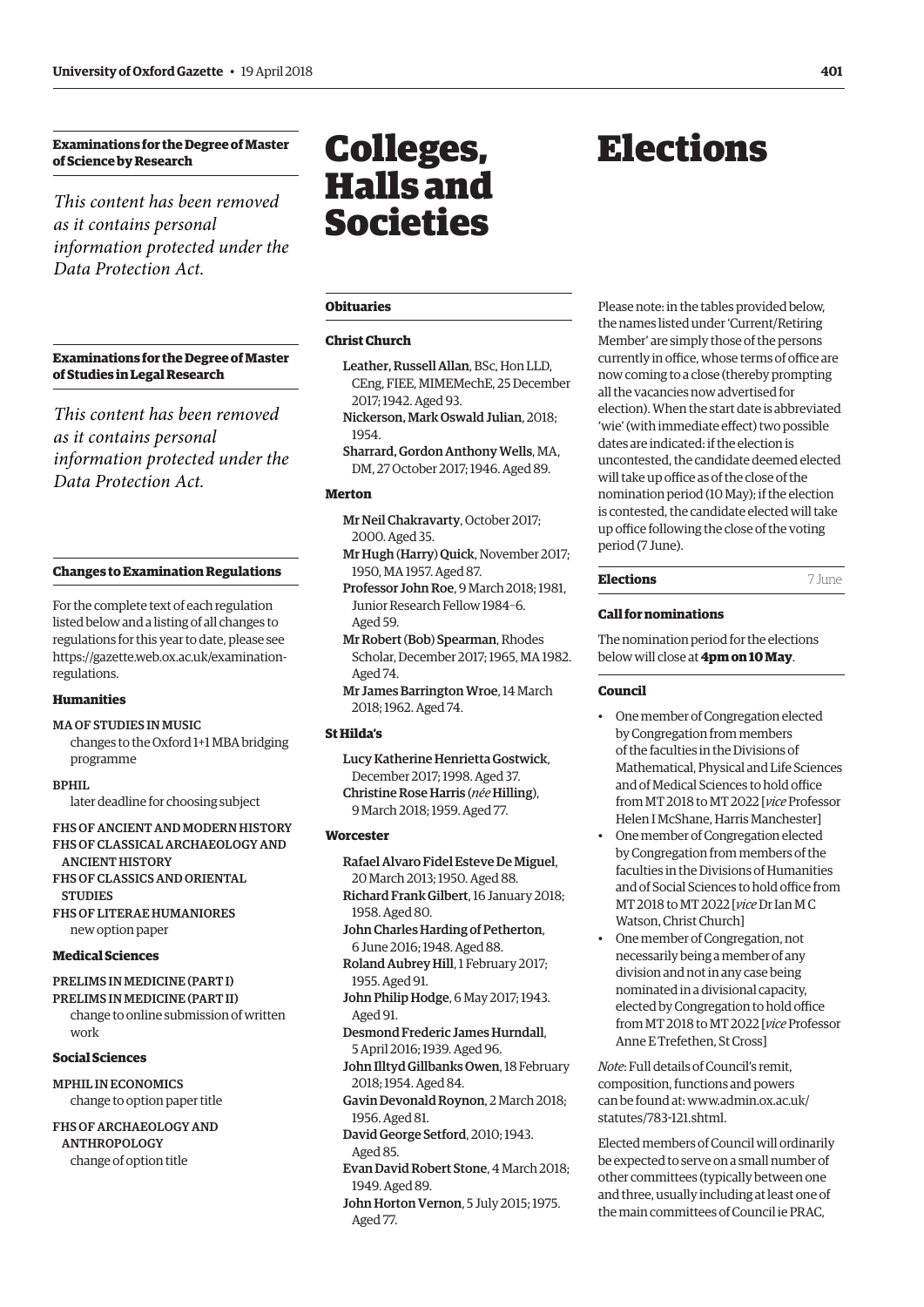### Examinations for the Degree of Master of Science by Research

*This content has been removed as it contains personal information protected under the Data Protection Act.*

### Examinations for the Degree of Master of Studies in Legal Research

*This content has been removed as it contains personal information protected under the Data Protection Act.*

### Changes to Examination Regulations

For the complete text of each regulation listed below and a listing of all changes to regulations for this year to date, please see https://gazette.web.ox.ac.uk/examination-regulations.

#### Humanities

MA OF STUDIES IN MUSIC
changes to the Oxford 1+1 MBA bridging programme

BPHIL
later deadline for choosing subject

FHS OF ANCIENT AND MODERN HISTORY
FHS OF CLASSICAL ARCHAEOLOGY AND ANCIENT HISTORY
FHS OF CLASSICS AND ORIENTAL STUDIES
FHS OF LITERAE HUMANIORES
new option paper

#### Medical Sciences

PRELIMS IN MEDICINE (PART I)
PRELIMS IN MEDICINE (PART II)
change to online submission of written work

#### Social Sciences

MPHIL IN ECONOMICS
change to option paper title

FHS OF ARCHAEOLOGY AND ANTHROPOLOGY
change of option title

# Colleges, Halls and Societies

### Obituaries

#### Christ Church

**Leather, Russell Allan**, BSc, Hon LLD, CEng, FIEE, MIMEMechE, 25 December 2017; 1942. Aged 93.
**Nickerson, Mark Oswald Julian**, 2018; 1954.
**Sharrard, Gordon Anthony Wells**, MA, DM, 27 October 2017; 1946. Aged 89.

#### Merton

**Mr Neil Chakravarty**, October 2017; 2000. Aged 35.
**Mr Hugh (Harry) Quick**, November 2017; 1950, MA 1957. Aged 87.
**Professor John Roe**, 9 March 2018; 1981, Junior Research Fellow 1984–6. Aged 59.
**Mr Robert (Bob) Spearman**, Rhodes Scholar, December 2017; 1965, MA 1982. Aged 74.
**Mr James Barrington Wroe**, 14 March 2018; 1962. Aged 74.

#### St Hilda's

**Lucy Katherine Henrietta Gostwick**, December 2017; 1998. Aged 37.
**Christine Rose Harris (*née* Hilling)**, 9 March 2018; 1959. Aged 77.

#### Worcester

**Rafael Alvaro Fidel Esteve De Miguel**, 20 March 2013; 1950. Aged 88.
**Richard Frank Gilbert**, 16 January 2018; 1958. Aged 80.
**John Charles Harding of Petherton**, 6 June 2016; 1948. Aged 88.
**Roland Aubrey Hill**, 1 February 2017; 1955. Aged 91.
**John Philip Hodge**, 6 May 2017; 1943. Aged 91.
**Desmond Frederic James Hurndall**, 5 April 2016; 1939. Aged 96.
**John Illtyd Gillbanks Owen**, 18 February 2018; 1954. Aged 84.
**Gavin Devonald Roynon**, 2 March 2018; 1956. Aged 81.
**David George Setford**, 2010; 1943. Aged 85.
**Evan David Robert Stone**, 4 March 2018; 1949. Aged 89.
**John Horton Vernon**, 5 July 2015; 1975. Aged 77.

# Elections

Please note: in the tables provided below, the names listed under 'Current/Retiring Member' are simply those of the persons currently in office, whose terms of office are now coming to a close (thereby prompting all the vacancies now advertised for election). When the start date is abbreviated 'wie' (with immediate effect) two possible dates are indicated: if the election is uncontested, the candidate deemed elected will take up office as of the close of the nomination period (10 May); if the election is contested, the candidate elected will take up office following the close of the voting period (7 June).

### Elections — 7 June

#### Call for nominations

The nomination period for the elections below will close at **4pm on 10 May**.

#### Council

- One member of Congregation elected by Congregation from members of the faculties in the Divisions of Mathematical, Physical and Life Sciences and of Medical Sciences to hold office from MT 2018 to MT 2022 [*vice* Professor Helen I McShane, Harris Manchester]
- One member of Congregation elected by Congregation from members of the faculties in the Divisions of Humanities and of Social Sciences to hold office from MT 2018 to MT 2022 [*vice* Dr Ian M C Watson, Christ Church]
- One member of Congregation, not necessarily being a member of any division and not in any case being nominated in a divisional capacity, elected by Congregation to hold office from MT 2018 to MT 2022 [*vice* Professor Anne E Trefethen, St Cross]

*Note*: Full details of Council's remit, composition, functions and powers can be found at: www.admin.ox.ac.uk/statutes/783-121.shtml.

Elected members of Council will ordinarily be expected to serve on a small number of other committees (typically between one and three, usually including at least one of the main committees of Council ie PRAC,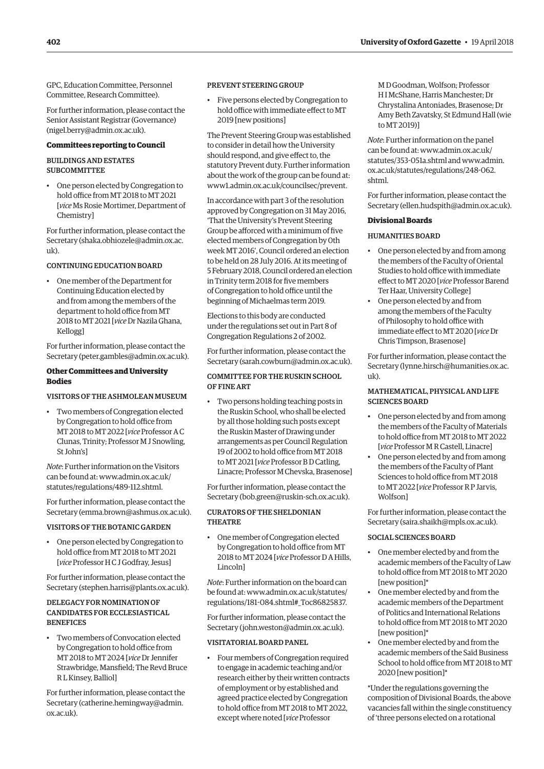GPC, Education Committee, Personnel Committee, Research Committee).

For further information, please contact the Senior Assistant Registrar (Governance) (nigel.berry@admin.ox.ac.uk).

### Committees reporting to Council

#### BUILDINGS AND ESTATES SUBCOMMITTEE

- One person elected by Congregation to hold office from MT 2018 to MT 2021 [*vice* Ms Rosie Mortimer, Department of Chemistry]

For further information, please contact the Secretary (shaka.obhiozele@admin.ox.ac.uk).

#### CONTINUING EDUCATION BOARD

- One member of the Department for Continuing Education elected by and from among the members of the department to hold office from MT 2018 to MT 2021 [*vice* Dr Nazila Ghana, Kellogg]

For further information, please contact the Secretary (peter.gambles@admin.ox.ac.uk).

### Other Committees and University Bodies

#### VISITORS OF THE ASHMOLEAN MUSEUM

- Two members of Congregation elected by Congregation to hold office from MT 2018 to MT 2022 [*vice* Professor A C Clunas, Trinity; Professor M J Snowling, St John's]

*Note*: Further information on the Visitors can be found at: www.admin.ox.ac.uk/statutes/regulations/489-112.shtml.

For further information, please contact the Secretary (emma.brown@ashmus.ox.ac.uk).

#### VISITORS OF THE BOTANIC GARDEN

- One person elected by Congregation to hold office from MT 2018 to MT 2021 [*vice* Professor H C J Godfray, Jesus]

For further information, please contact the Secretary (stephen.harris@plants.ox.ac.uk).

#### DELEGACY FOR NOMINATION OF CANDIDATES FOR ECCLESIASTICAL BENEFICES

- Two members of Convocation elected by Congregation to hold office from MT 2018 to MT 2024 [*vice* Dr Jennifer Strawbridge, Mansfield; The Revd Bruce R L Kinsey, Balliol]

For further information, please contact the Secretary (catherine.hemingway@admin.ox.ac.uk).

#### PREVENT STEERING GROUP

- Five persons elected by Congregation to hold office with immediate effect to MT 2019 [new positions]

The Prevent Steering Group was established to consider in detail how the University should respond, and give effect to, the statutory Prevent duty. Further information about the work of the group can be found at: www1.admin.ox.ac.uk/councilsec/prevent.

In accordance with part 3 of the resolution approved by Congregation on 31 May 2016, 'That the University's Prevent Steering Group be afforced with a minimum of five elected members of Congregation by 0th week MT 2016', Council ordered an election to be held on 28 July 2016. At its meeting of 5 February 2018, Council ordered an election in Trinity term 2018 for five members of Congregation to hold office until the beginning of Michaelmas term 2019.

Elections to this body are conducted under the regulations set out in Part 8 of Congregation Regulations 2 of 2002.

For further information, please contact the Secretary (sarah.cowburn@admin.ox.ac.uk).

#### COMMITTEE FOR THE RUSKIN SCHOOL OF FINE ART

- Two persons holding teaching posts in the Ruskin School, who shall be elected by all those holding such posts except the Ruskin Master of Drawing under arrangements as per Council Regulation 19 of 2002 to hold office from MT 2018 to MT 2021 [*vice* Professor B D Catling, Linacre; Professor M Chevska, Brasenose]

For further information, please contact the Secretary (bob.green@ruskin-sch.ox.ac.uk).

#### CURATORS OF THE SHELDONIAN THEATRE

- One member of Congregation elected by Congregation to hold office from MT 2018 to MT 2024 [*vice* Professor D A Hills, Lincoln]

*Note*: Further information on the board can be found at: www.admin.ox.ac.uk/statutes/regulations/181-084.shtml#_Toc86825837.

For further information, please contact the Secretary (john.weston@admin.ox.ac.uk).

#### VISITATORIAL BOARD PANEL

- Four members of Congregation required to engage in academic teaching and/or research either by their written contracts of employment or by established and agreed practice elected by Congregation to hold office from MT 2018 to MT 2022, except where noted [*vice* Professor M D Goodman, Wolfson; Professor H I McShane, Harris Manchester; Dr Chrystalina Antoniades, Brasenose; Dr Amy Beth Zavatsky, St Edmund Hall (wie to MT 2019)]

*Note*: Further information on the panel can be found at: www.admin.ox.ac.uk/statutes/353-051a.shtml and www.admin.ox.ac.uk/statutes/regulations/248-062.shtml.

For further information, please contact the Secretary (ellen.hudspith@admin.ox.ac.uk).

### Divisional Boards

#### HUMANITIES BOARD

- One person elected by and from among the members of the Faculty of Oriental Studies to hold office with immediate effect to MT 2020 [*vice* Professor Barend Ter Haar, University College]
- One person elected by and from among the members of the Faculty of Philosophy to hold office with immediate effect to MT 2020 [*vice* Dr Chris Timpson, Brasenose]

For further information, please contact the Secretary (lynne.hirsch@humanities.ox.ac.uk).

#### MATHEMATICAL, PHYSICAL AND LIFE SCIENCES BOARD

- One person elected by and from among the members of the Faculty of Materials to hold office from MT 2018 to MT 2022 [*vice* Professor M R Castell, Linacre]
- One person elected by and from among the members of the Faculty of Plant Sciences to hold office from MT 2018 to MT 2022 [*vice* Professor R P Jarvis, Wolfson]

For further information, please contact the Secretary (saira.shaikh@mpls.ox.ac.uk).

#### SOCIAL SCIENCES BOARD

- One member elected by and from the academic members of the Faculty of Law to hold office from MT 2018 to MT 2020 [new position]*
- One member elected by and from the academic members of the Department of Politics and International Relations to hold office from MT 2018 to MT 2020 [new position]*
- One member elected by and from the academic members of the Saïd Business School to hold office from MT 2018 to MT 2020 [new position]*

*Under the regulations governing the composition of Divisional Boards, the above vacancies fall within the single constituency of 'three persons elected on a rotational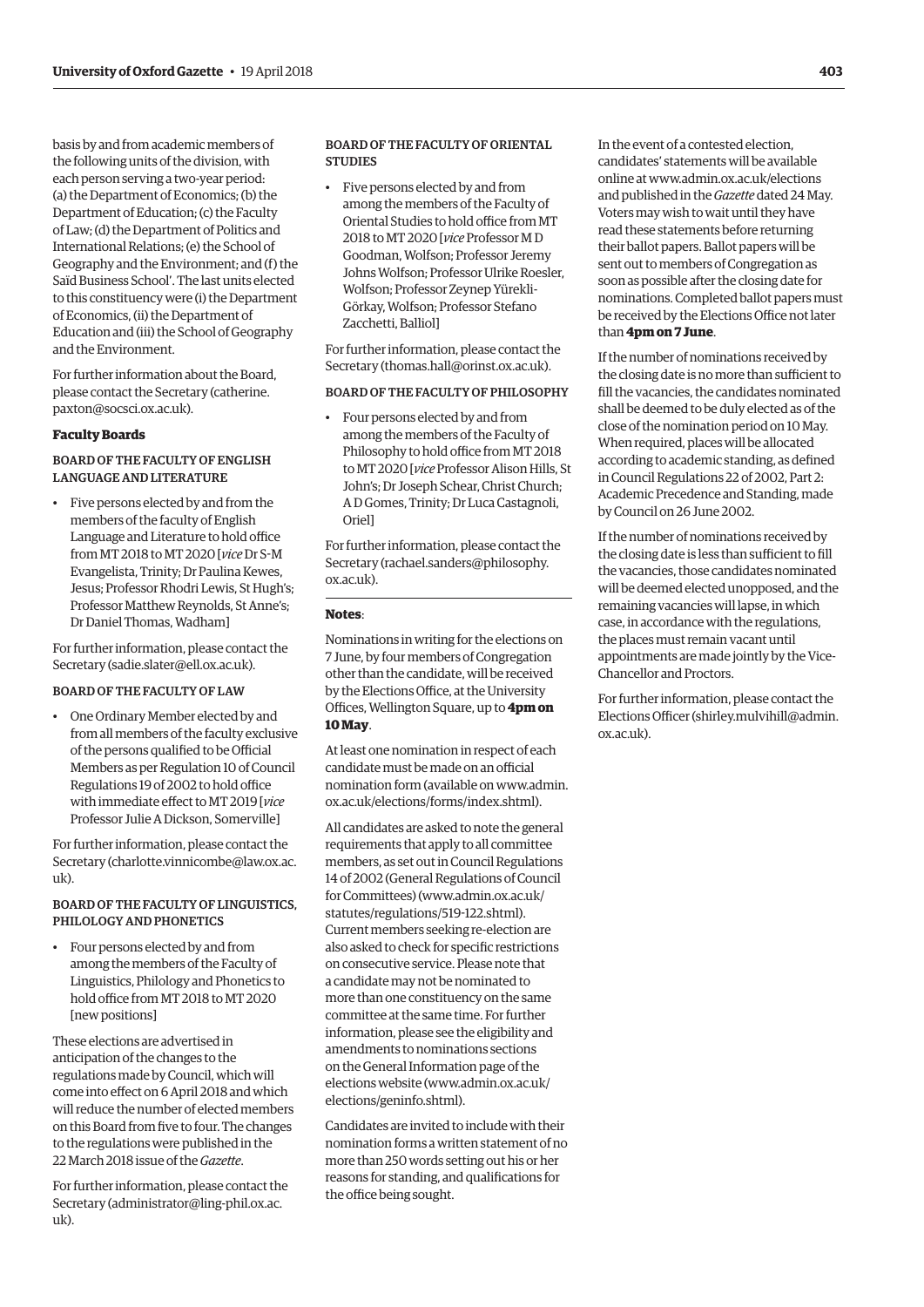basis by and from academic members of the following units of the division, with each person serving a two-year period: (a) the Department of Economics; (b) the Department of Education; (c) the Faculty of Law; (d) the Department of Politics and International Relations; (e) the School of Geography and the Environment; and (f) the Saïd Business School'. The last units elected to this constituency were (i) the Department of Economics, (ii) the Department of Education and (iii) the School of Geography and the Environment.

For further information about the Board, please contact the Secretary (catherine.paxton@socsci.ox.ac.uk).

### Faculty Boards

#### BOARD OF THE FACULTY OF ENGLISH LANGUAGE AND LITERATURE

- Five persons elected by and from the members of the faculty of English Language and Literature to hold office from MT 2018 to MT 2020 [*vice* Dr S-M Evangelista, Trinity; Dr Paulina Kewes, Jesus; Professor Rhodri Lewis, St Hugh's; Professor Matthew Reynolds, St Anne's; Dr Daniel Thomas, Wadham]

For further information, please contact the Secretary (sadie.slater@ell.ox.ac.uk).

#### BOARD OF THE FACULTY OF LAW

- One Ordinary Member elected by and from all members of the faculty exclusive of the persons qualified to be Official Members as per Regulation 10 of Council Regulations 19 of 2002 to hold office with immediate effect to MT 2019 [*vice* Professor Julie A Dickson, Somerville]

For further information, please contact the Secretary (charlotte.vinnicombe@law.ox.ac.uk).

#### BOARD OF THE FACULTY OF LINGUISTICS, PHILOLOGY AND PHONETICS

- Four persons elected by and from among the members of the Faculty of Linguistics, Philology and Phonetics to hold office from MT 2018 to MT 2020 [new positions]

These elections are advertised in anticipation of the changes to the regulations made by Council, which will come into effect on 6 April 2018 and which will reduce the number of elected members on this Board from five to four. The changes to the regulations were published in the 22 March 2018 issue of the *Gazette*.

For further information, please contact the Secretary (administrator@ling-phil.ox.ac.uk).

#### BOARD OF THE FACULTY OF ORIENTAL STUDIES

- Five persons elected by and from among the members of the Faculty of Oriental Studies to hold office from MT 2018 to MT 2020 [*vice* Professor M D Goodman, Wolfson; Professor Jeremy Johns Wolfson; Professor Ulrike Roesler, Wolfson; Professor Zeynep Yürekli-Görkay, Wolfson; Professor Stefano Zacchetti, Balliol]

For further information, please contact the Secretary (thomas.hall@orinst.ox.ac.uk).

#### BOARD OF THE FACULTY OF PHILOSOPHY

- Four persons elected by and from among the members of the Faculty of Philosophy to hold office from MT 2018 to MT 2020 [*vice* Professor Alison Hills, St John's; Dr Joseph Schear, Christ Church; A D Gomes, Trinity; Dr Luca Castagnoli, Oriel]

For further information, please contact the Secretary (rachael.sanders@philosophy.ox.ac.uk).

---

**Notes**:

Nominations in writing for the elections on 7 June, by four members of Congregation other than the candidate, will be received by the Elections Office, at the University Offices, Wellington Square, up to **4pm on 10 May**.

At least one nomination in respect of each candidate must be made on an official nomination form (available on www.admin.ox.ac.uk/elections/forms/index.shtml).

All candidates are asked to note the general requirements that apply to all committee members, as set out in Council Regulations 14 of 2002 (General Regulations of Council for Committees) (www.admin.ox.ac.uk/statutes/regulations/519-122.shtml). Current members seeking re-election are also asked to check for specific restrictions on consecutive service. Please note that a candidate may not be nominated to more than one constituency on the same committee at the same time. For further information, please see the eligibility and amendments to nominations sections on the General Information page of the elections website (www.admin.ox.ac.uk/elections/geninfo.shtml).

Candidates are invited to include with their nomination forms a written statement of no more than 250 words setting out his or her reasons for standing, and qualifications for the office being sought.

In the event of a contested election, candidates' statements will be available online at www.admin.ox.ac.uk/elections and published in the *Gazette* dated 24 May. Voters may wish to wait until they have read these statements before returning their ballot papers. Ballot papers will be sent out to members of Congregation as soon as possible after the closing date for nominations. Completed ballot papers must be received by the Elections Office not later than **4pm on 7 June**.

If the number of nominations received by the closing date is no more than sufficient to fill the vacancies, the candidates nominated shall be deemed to be duly elected as of the close of the nomination period on 10 May. When required, places will be allocated according to academic standing, as defined in Council Regulations 22 of 2002, Part 2: Academic Precedence and Standing, made by Council on 26 June 2002.

If the number of nominations received by the closing date is less than sufficient to fill the vacancies, those candidates nominated will be deemed elected unopposed, and the remaining vacancies will lapse, in which case, in accordance with the regulations, the places must remain vacant until appointments are made jointly by the Vice-Chancellor and Proctors.

For further information, please contact the Elections Officer (shirley.mulvihill@admin.ox.ac.uk).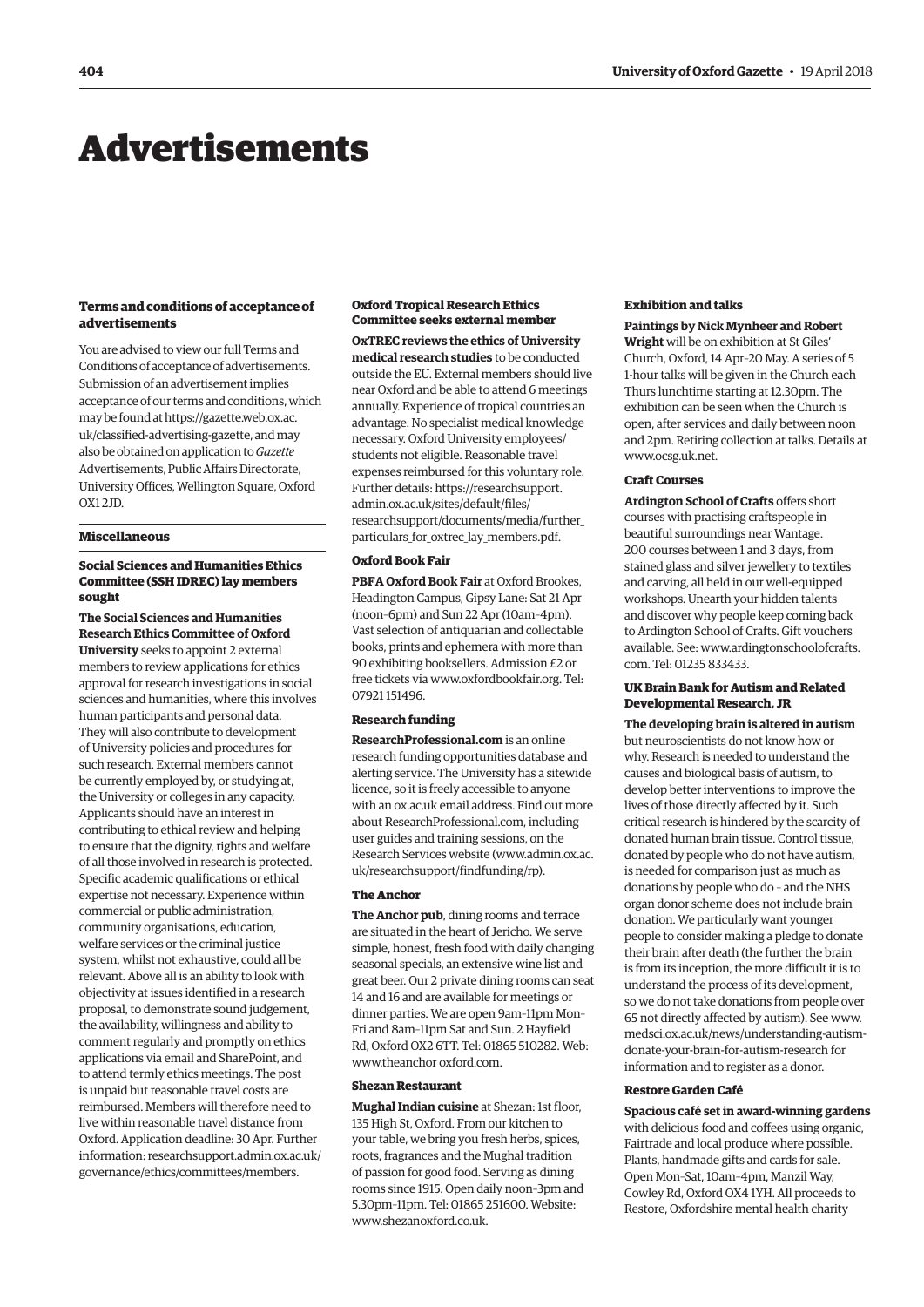# Advertisements

### Terms and conditions of acceptance of advertisements

You are advised to view our full Terms and Conditions of acceptance of advertisements. Submission of an advertisement implies acceptance of our terms and conditions, which may be found at https://gazette.web.ox.ac.uk/classified-advertising-gazette, and may also be obtained on application to *Gazette* Advertisements, Public Affairs Directorate, University Offices, Wellington Square, Oxford OX1 2JD.

## Miscellaneous

### Social Sciences and Humanities Ethics Committee (SSH IDREC) lay members sought

**The Social Sciences and Humanities Research Ethics Committee of Oxford University** seeks to appoint 2 external members to review applications for ethics approval for research investigations in social sciences and humanities, where this involves human participants and personal data. They will also contribute to development of University policies and procedures for such research. External members cannot be currently employed by, or studying at, the University or colleges in any capacity. Applicants should have an interest in contributing to ethical review and helping to ensure that the dignity, rights and welfare of all those involved in research is protected. Specific academic qualifications or ethical expertise not necessary. Experience within commercial or public administration, community organisations, education, welfare services or the criminal justice system, whilst not exhaustive, could all be relevant. Above all is an ability to look with objectivity at issues identified in a research proposal, to demonstrate sound judgement, the availability, willingness and ability to comment regularly and promptly on ethics applications via email and SharePoint, and to attend termly ethics meetings. The post is unpaid but reasonable travel costs are reimbursed. Members will therefore need to live within reasonable travel distance from Oxford. Application deadline: 30 Apr. Further information: researchsupport.admin.ox.ac.uk/governance/ethics/committees/members.

### Oxford Tropical Research Ethics Committee seeks external member

**OxTREC reviews the ethics of University medical research studies** to be conducted outside the EU. External members should live near Oxford and be able to attend 6 meetings annually. Experience of tropical countries an advantage. No specialist medical knowledge necessary. Oxford University employees/students not eligible. Reasonable travel expenses reimbursed for this voluntary role. Further details: https://researchsupport.admin.ox.ac.uk/sites/default/files/researchsupport/documents/media/further_particulars_for_oxtrec_lay_members.pdf.

### Oxford Book Fair

**PBFA Oxford Book Fair** at Oxford Brookes, Headington Campus, Gipsy Lane: Sat 21 Apr (noon–6pm) and Sun 22 Apr (10am–4pm). Vast selection of antiquarian and collectable books, prints and ephemera with more than 90 exhibiting booksellers. Admission £2 or free tickets via www.oxfordbookfair.org. Tel: 07921 151496.

### Research funding

**ResearchProfessional.com** is an online research funding opportunities database and alerting service. The University has a sitewide licence, so it is freely accessible to anyone with an ox.ac.uk email address. Find out more about ResearchProfessional.com, including user guides and training sessions, on the Research Services website (www.admin.ox.ac.uk/researchsupport/findfunding/rp).

### The Anchor

**The Anchor pub**, dining rooms and terrace are situated in the heart of Jericho. We serve simple, honest, fresh food with daily changing seasonal specials, an extensive wine list and great beer. Our 2 private dining rooms can seat 14 and 16 and are available for meetings or dinner parties. We are open 9am–11pm Mon–Fri and 8am–11pm Sat and Sun. 2 Hayfield Rd, Oxford OX2 6TT. Tel: 01865 510282. Web: www.theanchor oxford.com.

### Shezan Restaurant

**Mughal Indian cuisine** at Shezan: 1st floor, 135 High St, Oxford. From our kitchen to your table, we bring you fresh herbs, spices, roots, fragrances and the Mughal tradition of passion for good food. Serving as dining rooms since 1915. Open daily noon–3pm and 5.30pm–11pm. Tel: 01865 251600. Website: www.shezanoxford.co.uk.

### Exhibition and talks

**Paintings by Nick Mynheer and Robert Wright** will be on exhibition at St Giles' Church, Oxford, 14 Apr–20 May. A series of 5 1-hour talks will be given in the Church each Thurs lunchtime starting at 12.30pm. The exhibition can be seen when the Church is open, after services and daily between noon and 2pm. Retiring collection at talks. Details at www.ocsg.uk.net.

### Craft Courses

**Ardington School of Crafts** offers short courses with practising craftspeople in beautiful surroundings near Wantage. 200 courses between 1 and 3 days, from stained glass and silver jewellery to textiles and carving, all held in our well-equipped workshops. Unearth your hidden talents and discover why people keep coming back to Ardington School of Crafts. Gift vouchers available. See: www.ardingtonschoolofcrafts.com. Tel: 01235 833433.

### UK Brain Bank for Autism and Related Developmental Research, JR

**The developing brain is altered in autism** but neuroscientists do not know how or why. Research is needed to understand the causes and biological basis of autism, to develop better interventions to improve the lives of those directly affected by it. Such critical research is hindered by the scarcity of donated human brain tissue. Control tissue, donated by people who do not have autism, is needed for comparison just as much as donations by people who do – and the NHS organ donor scheme does not include brain donation. We particularly want younger people to consider making a pledge to donate their brain after death (the further the brain is from its inception, the more difficult it is to understand the process of its development, so we do not take donations from people over 65 not directly affected by autism). See www.medsci.ox.ac.uk/news/understanding-autism-donate-your-brain-for-autism-research for information and to register as a donor.

### Restore Garden Café

**Spacious café set in award-winning gardens** with delicious food and coffees using organic, Fairtrade and local produce where possible. Plants, handmade gifts and cards for sale. Open Mon–Sat, 10am–4pm, Manzil Way, Cowley Rd, Oxford OX4 1YH. All proceeds to Restore, Oxfordshire mental health charity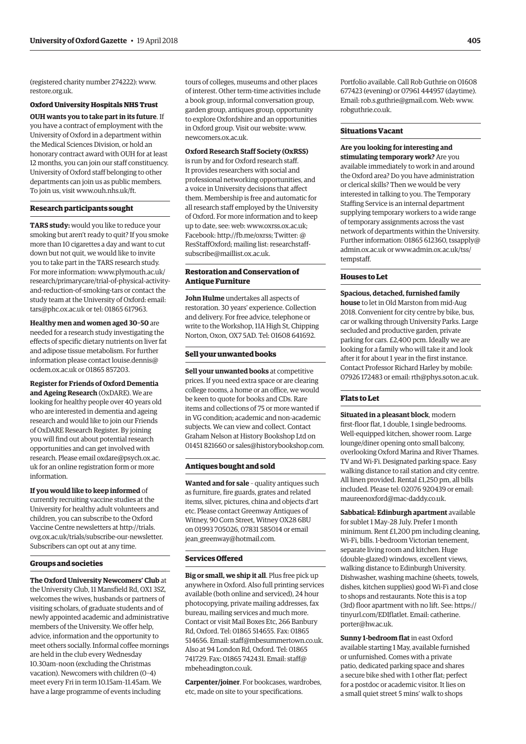(registered charity number 274222): www.restore.org.uk.

### Oxford University Hospitals NHS Trust

**OUH wants you to take part in its future**. If you have a contract of employment with the University of Oxford in a department within the Medical Sciences Division, or hold an honorary contract award with OUH for at least 12 months, you can join our staff constituency. University of Oxford staff belonging to other departments can join us as public members. To join us, visit www.ouh.nhs.uk/ft.

### Research participants sought

**TARS study:** would you like to reduce your smoking but aren't ready to quit? If you smoke more than 10 cigarettes a day and want to cut down but not quit, we would like to invite you to take part in the TARS research study. For more information: www.plymouth.ac.uk/research/primarycare/trial-of-physical-activity-and-reduction-of-smoking-tars or contact the study team at the University of Oxford: email: tars@phc.ox.ac.uk or tel: 01865 617963.

**Healthy men and women aged 30–50** are needed for a research study investigating the effects of specific dietary nutrients on liver fat and adipose tissue metabolism. For further information please contact louise.dennis@ocdem.ox.ac.uk or 01865 857203.

**Register for Friends of Oxford Dementia and Ageing Research** (OxDARE). We are looking for healthy people over 40 years old who are interested in dementia and ageing research and would like to join our Friends of OxDARE Research Register. By joining you will find out about potential research opportunities and can get involved with research. Please email oxdare@psych.ox.ac.uk for an online registration form or more information.

**If you would like to keep informed** of currently recruiting vaccine studies at the University for healthy adult volunteers and children, you can subscribe to the Oxford Vaccine Centre newsletters at http://trials.ovg.ox.ac.uk/trials/subscribe-our-newsletter. Subscribers can opt out at any time.

### Groups and societies

**The Oxford University Newcomers' Club** at the University Club, 11 Mansfield Rd, OX1 3SZ, welcomes the wives, husbands or partners of visiting scholars, of graduate students and of newly appointed academic and administrative members of the University. We offer help, advice, information and the opportunity to meet others socially. Informal coffee mornings are held in the club every Wednesday 10.30am–noon (excluding the Christmas vacation). Newcomers with children (0–4) meet every Fri in term 10.15am–11.45am. We have a large programme of events including tours of colleges, museums and other places of interest. Other term-time activities include a book group, informal conversation group, garden group, antiques group, opportunity to explore Oxfordshire and an opportunities in Oxford group. Visit our website: www.newcomers.ox.ac.uk.

**Oxford Research Staff Society (OxRSS)** is run by and for Oxford research staff. It provides researchers with social and professional networking opportunities, and a voice in University decisions that affect them. Membership is free and automatic for all research staff employed by the University of Oxford. For more information and to keep up to date, see: web: www.oxrss.ox.ac.uk; Facebook: http://fb.me/oxrss; Twitter: @ResStaffOxford; mailing list: researchstaff-subscribe@maillist.ox.ac.uk.

### Restoration and Conservation of Antique Furniture

**John Hulme** undertakes all aspects of restoration. 30 years' experience. Collection and delivery. For free advice, telephone or write to the Workshop, 11A High St, Chipping Norton, Oxon, OX7 5AD. Tel: 01608 641692.

### Sell your unwanted books

**Sell your unwanted books** at competitive prices. If you need extra space or are clearing college rooms, a home or an office, we would be keen to quote for books and CDs. Rare items and collections of 75 or more wanted if in VG condition; academic and non-academic subjects. We can view and collect. Contact Graham Nelson at History Bookshop Ltd on 01451 821660 or sales@historybookshop.com.

### Antiques bought and sold

**Wanted and for sale** – quality antiques such as furniture, fire guards, grates and related items, silver, pictures, china and objects d'art etc. Please contact Greenway Antiques of Witney, 90 Corn Street, Witney OX28 6BU on 01993 705026, 07831 585014 or email jean_greenway@hotmail.com.

### Services Offered

**Big or small, we ship it all**. Plus free pick up anywhere in Oxford. Also full printing services available (both online and serviced), 24 hour photocopying, private mailing addresses, fax bureau, mailing services and much more. Contact or visit Mail Boxes Etc, 266 Banbury Rd, Oxford. Tel: 01865 514655. Fax: 01865 514656. Email: staff@mbesummertown.co.uk. Also at 94 London Rd, Oxford. Tel: 01865 741729. Fax: 01865 742431. Email: staff@mbeheadington.co.uk.

**Carpenter/joiner**. For bookcases, wardrobes, etc, made on site to your specifications. Portfolio available. Call Rob Guthrie on 01608 677423 (evening) or 07961 444957 (daytime). Email: rob.s.guthrie@gmail.com. Web: www.robguthrie.co.uk.

### Situations Vacant

**Are you looking for interesting and stimulating temporary work?** Are you available immediately to work in and around the Oxford area? Do you have administration or clerical skills? Then we would be very interested in talking to you. The Temporary Staffing Service is an internal department supplying temporary workers to a wide range of temporary assignments across the vast network of departments within the University. Further information: 01865 612360, tssapply@admin.ox.ac.uk or www.admin.ox.ac.uk/tss/tempstaff.

### Houses to Let

**Spacious, detached, furnished family house** to let in Old Marston from mid-Aug 2018. Convenient for city centre by bike, bus, car or walking through University Parks. Large secluded and productive garden, private parking for cars. £2,400 pcm. Ideally we are looking for a family who will take it and look after it for about 1 year in the first instance. Contact Professor Richard Harley by mobile: 07926 172483 or email: rth@phys.soton.ac.uk.

### Flats to Let

**Situated in a pleasant block**, modern first-floor flat, 1 double, 1 single bedrooms. Well-equipped kitchen, shower room. Large lounge/diner opening onto small balcony, overlooking Oxford Marina and River Thames. TV and Wi-Fi. Designated parking space. Easy walking distance to rail station and city centre. All linen provided. Rental £1,250 pm, all bills included. Please tel: 02076 920439 or email: maureenoxford@mac-daddy.co.uk.

**Sabbatical: Edinburgh apartment** available for sublet 1 May–28 July. Prefer 1 month minimum. Rent £1,200 pm including cleaning, Wi-Fi, bills. 1-bedroom Victorian tenement, separate living room and kitchen. Huge (double-glazed) windows, excellent views, walking distance to Edinburgh University. Dishwasher, washing machine (sheets, towels, dishes, kitchen supplies) good Wi-Fi and close to shops and restaurants. Note this is a top (3rd) floor apartment with no lift. See: https://tinyurl.com/EDIflatlet. Email: catherine.porter@hw.ac.uk.

**Sunny 1-bedroom flat** in east Oxford available starting 1 May, available furnished or unfurnished. Comes with a private patio, dedicated parking space and shares a secure bike shed with 1 other flat; perfect for a postdoc or academic visitor. It lies on a small quiet street 5 mins' walk to shops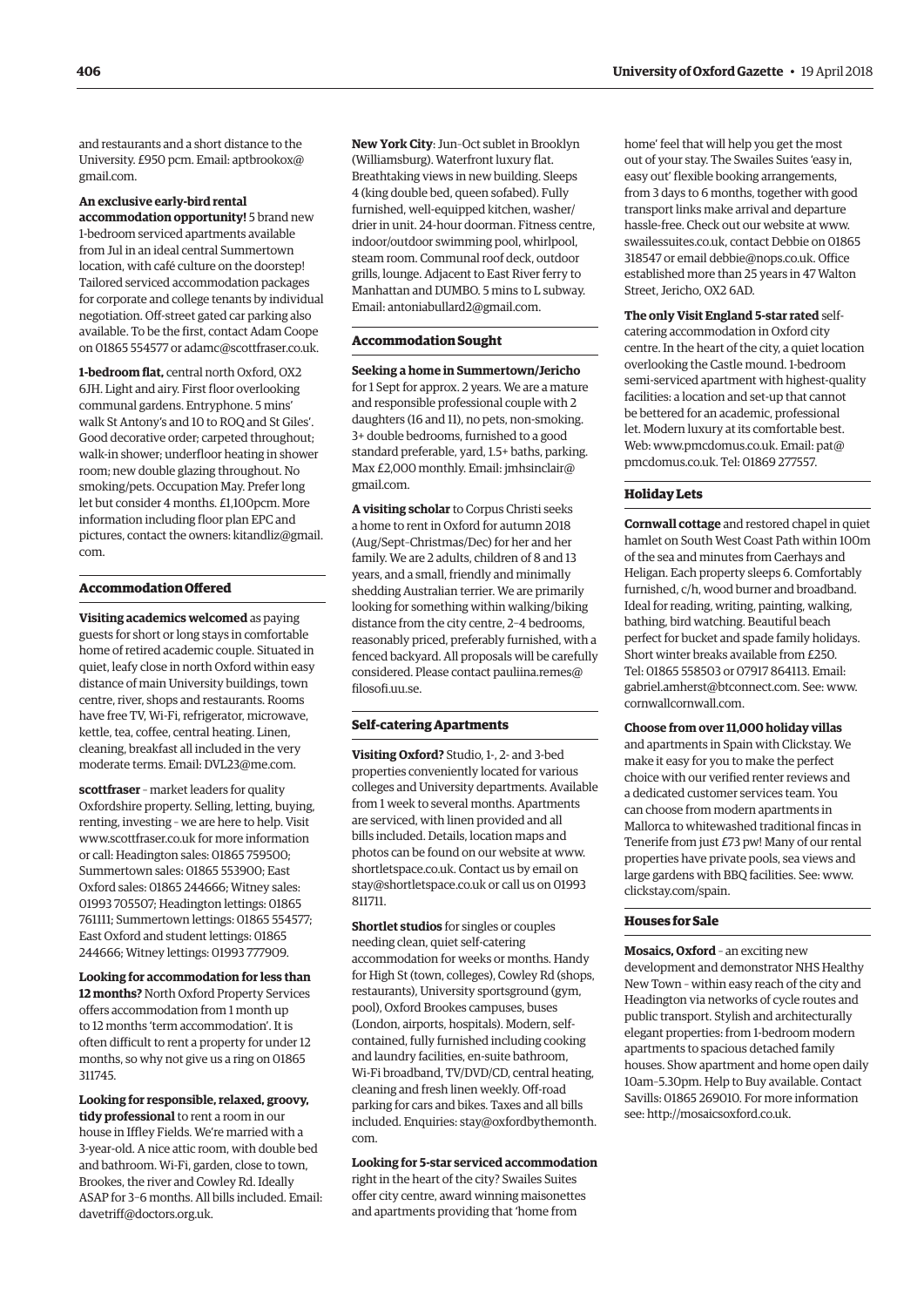and restaurants and a short distance to the University. £950 pcm. Email: aptbrookox@gmail.com.

**An exclusive early-bird rental accommodation opportunity!** 5 brand new 1-bedroom serviced apartments available from Jul in an ideal central Summertown location, with café culture on the doorstep! Tailored serviced accommodation packages for corporate and college tenants by individual negotiation. Off-street gated car parking also available. To be the first, contact Adam Coope on 01865 554577 or adamc@scottfraser.co.uk.

**1-bedroom flat,** central north Oxford, OX2 6JH. Light and airy. First floor overlooking communal gardens. Entryphone. 5 mins' walk St Antony's and 10 to ROQ and St Giles'. Good decorative order; carpeted throughout; walk-in shower; underfloor heating in shower room; new double glazing throughout. No smoking/pets. Occupation May. Prefer long let but consider 4 months. £1,100pcm. More information including floor plan EPC and pictures, contact the owners: kitandliz@gmail.com.

## Accommodation Offered

**Visiting academics welcomed** as paying guests for short or long stays in comfortable home of retired academic couple. Situated in quiet, leafy close in north Oxford within easy distance of main University buildings, town centre, river, shops and restaurants. Rooms have free TV, Wi-Fi, refrigerator, microwave, kettle, tea, coffee, central heating. Linen, cleaning, breakfast all included in the very moderate terms. Email: DVL23@me.com.

**scottfraser** – market leaders for quality Oxfordshire property. Selling, letting, buying, renting, investing – we are here to help. Visit www.scottfraser.co.uk for more information or call: Headington sales: 01865 759500; Summertown sales: 01865 553900; East Oxford sales: 01865 244666; Witney sales: 01993 705507; Headington lettings: 01865 761111; Summertown lettings: 01865 554577; East Oxford and student lettings: 01865 244666; Witney lettings: 01993 777909.

**Looking for accommodation for less than 12 months?** North Oxford Property Services offers accommodation from 1 month up to 12 months 'term accommodation'. It is often difficult to rent a property for under 12 months, so why not give us a ring on 01865 311745.

**Looking for responsible, relaxed, groovy, tidy professional** to rent a room in our house in Iffley Fields. We're married with a 3-year-old. A nice attic room, with double bed and bathroom. Wi-Fi, garden, close to town, Brookes, the river and Cowley Rd. Ideally ASAP for 3–6 months. All bills included. Email: davetriff@doctors.org.uk.

**New York City**: Jun–Oct sublet in Brooklyn (Williamsburg). Waterfront luxury flat. Breathtaking views in new building. Sleeps 4 (king double bed, queen sofabed). Fully furnished, well-equipped kitchen, washer/drier in unit. 24-hour doorman. Fitness centre, indoor/outdoor swimming pool, whirlpool, steam room. Communal roof deck, outdoor grills, lounge. Adjacent to East River ferry to Manhattan and DUMBO. 5 mins to L subway. Email: antoniabullard2@gmail.com.

## Accommodation Sought

**Seeking a home in Summertown/Jericho** for 1 Sept for approx. 2 years. We are a mature and responsible professional couple with 2 daughters (16 and 11), no pets, non-smoking. 3+ double bedrooms, furnished to a good standard preferable, yard, 1.5+ baths, parking. Max £2,000 monthly. Email: jmhsinclair@gmail.com.

**A visiting scholar** to Corpus Christi seeks a home to rent in Oxford for autumn 2018 (Aug/Sept–Christmas/Dec) for her and her family. We are 2 adults, children of 8 and 13 years, and a small, friendly and minimally shedding Australian terrier. We are primarily looking for something within walking/biking distance from the city centre, 2–4 bedrooms, reasonably priced, preferably furnished, with a fenced backyard. All proposals will be carefully considered. Please contact pauliina.remes@filosofi.uu.se.

## Self-catering Apartments

**Visiting Oxford?** Studio, 1-, 2- and 3-bed properties conveniently located for various colleges and University departments. Available from 1 week to several months. Apartments are serviced, with linen provided and all bills included. Details, location maps and photos can be found on our website at www.shortletspace.co.uk. Contact us by email on stay@shortletspace.co.uk or call us on 01993 811711.

**Shortlet studios** for singles or couples needing clean, quiet self-catering accommodation for weeks or months. Handy for High St (town, colleges), Cowley Rd (shops, restaurants), University sportsground (gym, pool), Oxford Brookes campuses, buses (London, airports, hospitals). Modern, self-contained, fully furnished including cooking and laundry facilities, en-suite bathroom, Wi-Fi broadband, TV/DVD/CD, central heating, cleaning and fresh linen weekly. Off-road parking for cars and bikes. Taxes and all bills included. Enquiries: stay@oxfordbythemonth.com.

**Looking for 5-star serviced accommodation** right in the heart of the city? Swailes Suites offer city centre, award winning maisonettes and apartments providing that 'home from home' feel that will help you get the most out of your stay. The Swailes Suites 'easy in, easy out' flexible booking arrangements, from 3 days to 6 months, together with good transport links make arrival and departure hassle-free. Check out our website at www.swailessuites.co.uk, contact Debbie on 01865 318547 or email debbie@nops.co.uk. Office established more than 25 years in 47 Walton Street, Jericho, OX2 6AD.

**The only Visit England 5-star rated** self-catering accommodation in Oxford city centre. In the heart of the city, a quiet location overlooking the Castle mound. 1-bedroom semi-serviced apartment with highest-quality facilities: a location and set-up that cannot be bettered for an academic, professional let. Modern luxury at its comfortable best. Web: www.pmcdomus.co.uk. Email: pat@pmcdomus.co.uk. Tel: 01869 277557.

## Holiday Lets

**Cornwall cottage** and restored chapel in quiet hamlet on South West Coast Path within 100m of the sea and minutes from Caerhays and Heligan. Each property sleeps 6. Comfortably furnished, c/h, wood burner and broadband. Ideal for reading, writing, painting, walking, bathing, bird watching. Beautiful beach perfect for bucket and spade family holidays. Short winter breaks available from £250. Tel: 01865 558503 or 07917 864113. Email: gabriel.amherst@btconnect.com. See: www.cornwallcornwall.com.

**Choose from over 11,000 holiday villas** and apartments in Spain with Clickstay. We make it easy for you to make the perfect choice with our verified renter reviews and a dedicated customer services team. You can choose from modern apartments in Mallorca to whitewashed traditional fincas in Tenerife from just £73 pw! Many of our rental properties have private pools, sea views and large gardens with BBQ facilities. See: www.clickstay.com/spain.

## Houses for Sale

**Mosaics, Oxford** – an exciting new development and demonstrator NHS Healthy New Town – within easy reach of the city and Headington via networks of cycle routes and public transport. Stylish and architecturally elegant properties: from 1-bedroom modern apartments to spacious detached family houses. Show apartment and home open daily 10am–5.30pm. Help to Buy available. Contact Savills: 01865 269010. For more information see: http://mosaicsoxford.co.uk.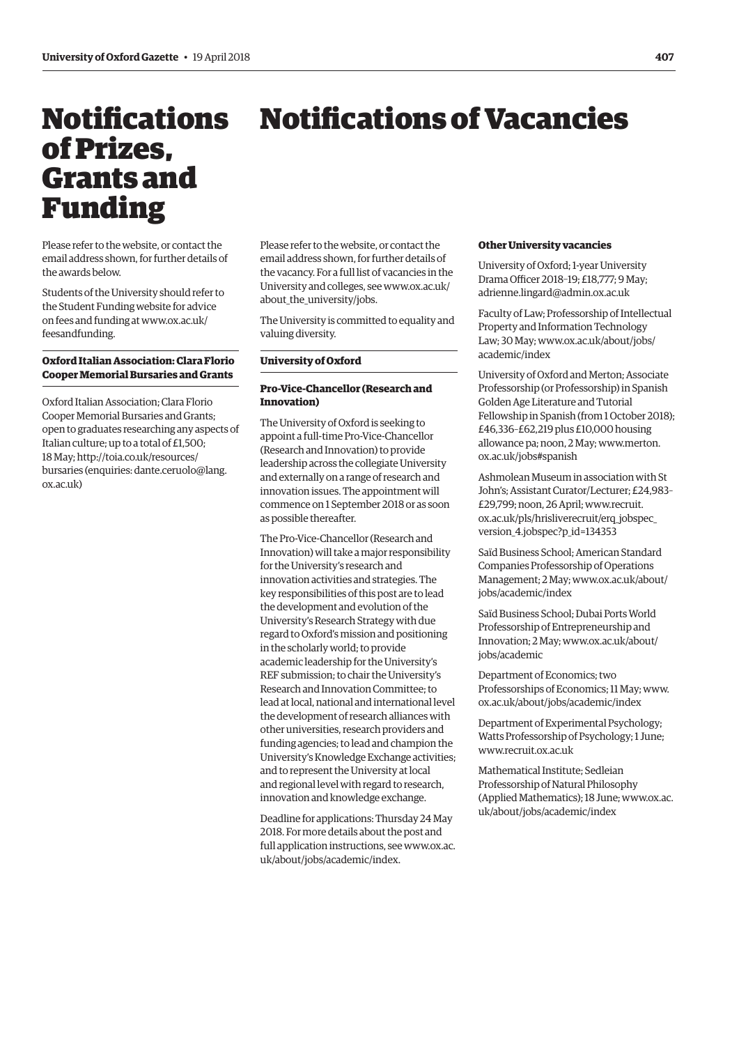# Notifications of Prizes, Grants and Funding

Please refer to the website, or contact the email address shown, for further details of the awards below.

Students of the University should refer to the Student Funding website for advice on fees and funding at www.ox.ac.uk/feesandfunding.

### Oxford Italian Association: Clara Florio Cooper Memorial Bursaries and Grants

Oxford Italian Association; Clara Florio Cooper Memorial Bursaries and Grants; open to graduates researching any aspects of Italian culture; up to a total of £1,500; 18 May; http://toia.co.uk/resources/bursaries (enquiries: dante.ceruolo@lang.ox.ac.uk)

# Notifications of Vacancies

Please refer to the website, or contact the email address shown, for further details of the vacancy. For a full list of vacancies in the University and colleges, see www.ox.ac.uk/about_the_university/jobs.

The University is committed to equality and valuing diversity.

## University of Oxford

### Pro-Vice-Chancellor (Research and Innovation)

The University of Oxford is seeking to appoint a full-time Pro-Vice-Chancellor (Research and Innovation) to provide leadership across the collegiate University and externally on a range of research and innovation issues. The appointment will commence on 1 September 2018 or as soon as possible thereafter.

The Pro-Vice-Chancellor (Research and Innovation) will take a major responsibility for the University's research and innovation activities and strategies. The key responsibilities of this post are to lead the development and evolution of the University's Research Strategy with due regard to Oxford's mission and positioning in the scholarly world; to provide academic leadership for the University's REF submission; to chair the University's Research and Innovation Committee; to lead at local, national and international level the development of research alliances with other universities, research providers and funding agencies; to lead and champion the University's Knowledge Exchange activities; and to represent the University at local and regional level with regard to research, innovation and knowledge exchange.

Deadline for applications: Thursday 24 May 2018. For more details about the post and full application instructions, see www.ox.ac.uk/about/jobs/academic/index.

### Other University vacancies

University of Oxford; 1-year University Drama Officer 2018–19; £18,777; 9 May; adrienne.lingard@admin.ox.ac.uk

Faculty of Law; Professorship of Intellectual Property and Information Technology Law; 30 May; www.ox.ac.uk/about/jobs/academic/index

University of Oxford and Merton; Associate Professorship (or Professorship) in Spanish Golden Age Literature and Tutorial Fellowship in Spanish (from 1 October 2018); £46,336–£62,219 plus £10,000 housing allowance pa; noon, 2 May; www.merton.ox.ac.uk/jobs#spanish

Ashmolean Museum in association with St John's; Assistant Curator/Lecturer; £24,983–£29,799; noon, 26 April; www.recruit.ox.ac.uk/pls/hrisliverecruit/erq_jobspec_version_4.jobspec?p_id=134353

Saïd Business School; American Standard Companies Professorship of Operations Management; 2 May; www.ox.ac.uk/about/jobs/academic/index

Saïd Business School; Dubai Ports World Professorship of Entrepreneurship and Innovation; 2 May; www.ox.ac.uk/about/jobs/academic

Department of Economics; two Professorships of Economics; 11 May; www.ox.ac.uk/about/jobs/academic/index

Department of Experimental Psychology; Watts Professorship of Psychology; 1 June; www.recruit.ox.ac.uk

Mathematical Institute; Sedleian Professorship of Natural Philosophy (Applied Mathematics); 18 June; www.ox.ac.uk/about/jobs/academic/index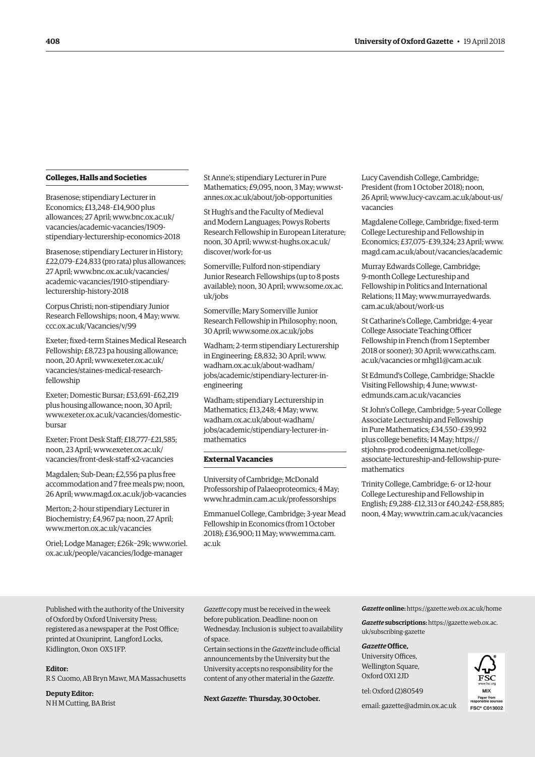## Colleges, Halls and Societies

Brasenose; stipendiary Lecturer in Economics; £13,248–£14,900 plus allowances; 27 April; www.bnc.ox.ac.uk/vacancies/academic-vacancies/1909-stipendiary-lecturership-economics-2018

Brasenose; stipendiary Lecturer in History; £22,079–£24,833 (pro rata) plus allowances; 27 April; www.bnc.ox.ac.uk/vacancies/academic-vacancies/1910-stipendiary-lecturership-history-2018

Corpus Christi; non-stipendiary Junior Research Fellowships; noon, 4 May; www.ccc.ox.ac.uk/Vacancies/v/99

Exeter; fixed-term Staines Medical Research Fellowship; £8,723 pa housing allowance; noon, 20 April; www.exeter.ox.ac.uk/vacancies/staines-medical-research-fellowship

Exeter; Domestic Bursar; £53,691–£62,219 plus housing allowance; noon, 30 April; www.exeter.ox.ac.uk/vacancies/domestic-bursar

Exeter; Front Desk Staff; £18,777–£21,585; noon, 23 April; www.exeter.ox.ac.uk/vacancies/front-desk-staff-x2-vacancies

Magdalen; Sub-Dean; £2,556 pa plus free accommodation and 7 free meals pw; noon, 26 April; www.magd.ox.ac.uk/job-vacancies

Merton; 2-hour stipendiary Lecturer in Biochemistry; £4,967 pa; noon, 27 April; www.merton.ox.ac.uk/vacancies

Oriel; Lodge Manager; £26k–29k; www.oriel.ox.ac.uk/people/vacancies/lodge-manager

St Anne's; stipendiary Lecturer in Pure Mathematics; £9,095, noon, 3 May; www.st-annes.ox.ac.uk/about/job-opportunities

St Hugh's and the Faculty of Medieval and Modern Languages; Powys Roberts Research Fellowship in European Literature; noon, 30 April; www.st-hughs.ox.ac.uk/discover/work-for-us

Somerville; Fulford non-stipendiary Junior Research Fellowships (up to 8 posts available); noon, 30 April; www.some.ox.ac.uk/jobs

Somerville; Mary Somerville Junior Research Fellowship in Philosophy; noon, 30 April; www.some.ox.ac.uk/jobs

Wadham; 2-term stipendiary Lecturership in Engineering; £8,832; 30 April; www.wadham.ox.ac.uk/about-wadham/jobs/academic/stipendiary-lecturer-in-engineering

Wadham; stipendiary Lecturership in Mathematics; £13,248; 4 May; www.wadham.ox.ac.uk/about-wadham/jobs/academic/stipendiary-lecturer-in-mathematics

## External Vacancies

University of Cambridge; McDonald Professorship of Palaeoproteomics; 4 May; www.hr.admin.cam.ac.uk/professorships

Emmanuel College, Cambridge; 3-year Mead Fellowship in Economics (from 1 October 2018); £36,900; 11 May; www.emma.cam.ac.uk

Lucy Cavendish College, Cambridge; President (from 1 October 2018); noon, 26 April; www.lucy-cav.cam.ac.uk/about-us/vacancies

Magdalene College, Cambridge; fixed-term College Lectureship and Fellowship in Economics; £37,075–£39,324; 23 April; www.magd.cam.ac.uk/about/vacancies/academic

Murray Edwards College, Cambridge; 9-month College Lectureship and Fellowship in Politics and International Relations; 11 May; www.murrayedwards.cam.ac.uk/about/work-us

St Catharine's College, Cambridge; 4-year College Associate Teaching Officer Fellowship in French (from 1 September 2018 or sooner); 30 April; www.caths.cam.ac.uk/vacancies or mhg11@cam.ac.uk

St Edmund's College, Cambridge; Shackle Visiting Fellowship; 4 June; www.st-edmunds.cam.ac.uk/vacancies

St John's College, Cambridge; 5-year College Associate Lectureship and Fellowship in Pure Mathematics; £34,550–£39,992 plus college benefits; 14 May; https://stjohns-prod.codeenigma.net/college-associate-lectureship-and-fellowship-pure-mathematics

Trinity College, Cambridge; 6- or 12-hour College Lectureship and Fellowship in English; £9,288–£12,313 or £40,242–£58,885; noon, 4 May; www.trin.cam.ac.uk/vacancies

Published with the authority of the University of Oxford by Oxford University Press; registered as a newspaper at the Post Office; printed at Oxuniprint, Langford Locks, Kidlington, Oxon OX5 1FP.

**Editor:**
R S Cuomo, AB Bryn Mawr, MA Massachusetts

**Deputy Editor:**
N H M Cutting, BA Brist

*Gazette* copy must be received in the week before publication. Deadline: noon on Wednesday. Inclusion is subject to availability of space.
Certain sections in the *Gazette* include official announcements by the University but the University accepts no responsibility for the content of any other material in the *Gazette*.

**Next *Gazette*: Thursday, 30 October.**

***Gazette* online:** https://gazette.web.ox.ac.uk/home

***Gazette* subscriptions:** https://gazette.web.ox.ac.uk/subscribing-gazette

***Gazette* Office,**
University Offices,
Wellington Square,
Oxford OX1 2JD

tel: Oxford (2)80549

email: gazette@admin.ox.ac.uk